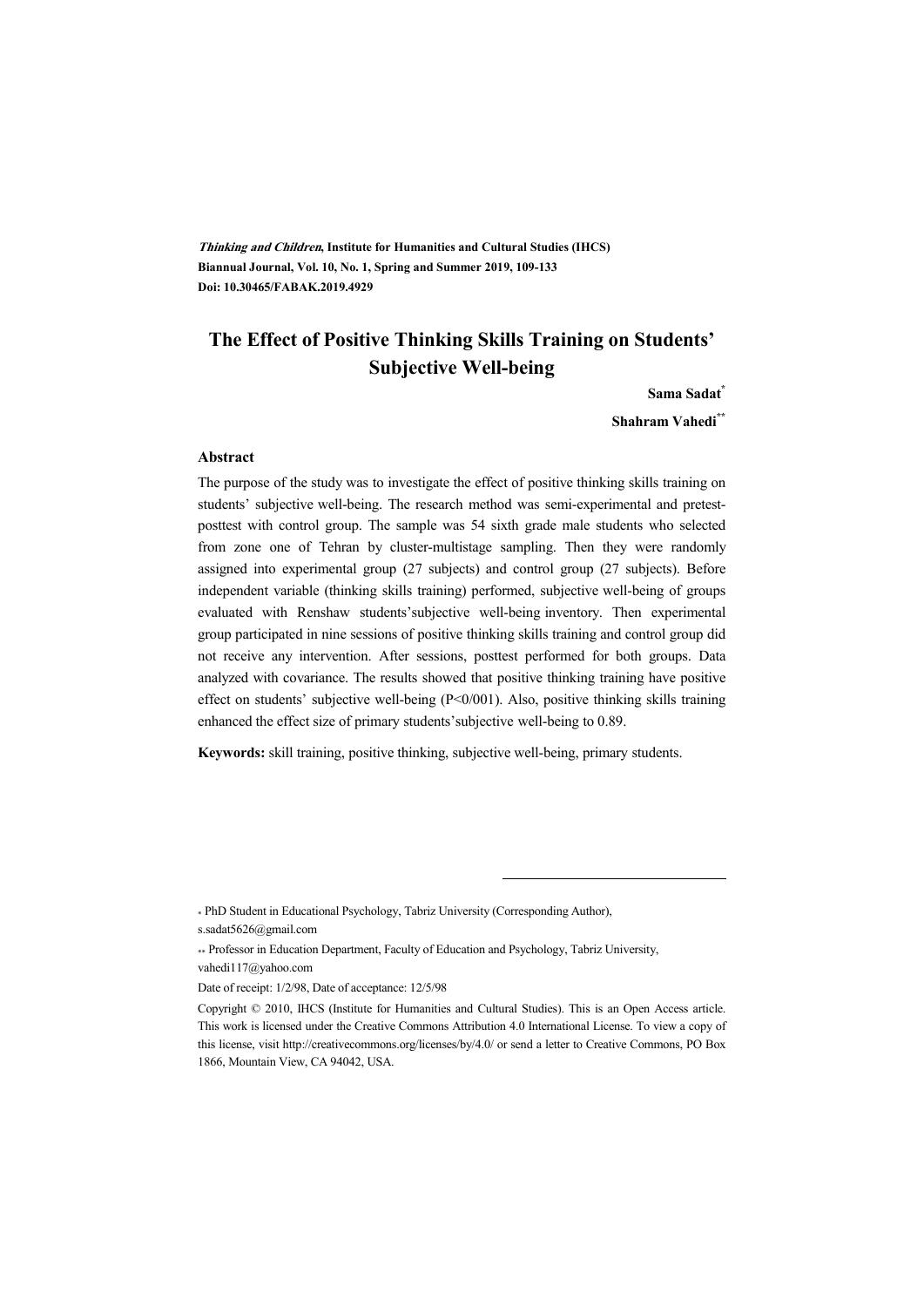***Thinking and Children*, Institute for Humanities and Cultural Studies (IHCS)**
**Biannual Journal, Vol. 10, No. 1, Spring and Summer 2019, 109-133**
**Doi: 10.30465/FABAK.2019.4929**

# The Effect of Positive Thinking Skills Training on Students' Subjective Well-being

**Sama Sadat***

**Shahram Vahedi****

### Abstract

The purpose of the study was to investigate the effect of positive thinking skills training on students' subjective well-being. The research method was semi-experimental and pretest-posttest with control group. The sample was 54 sixth grade male students who selected from zone one of Tehran by cluster-multistage sampling. Then they were randomly assigned into experimental group (27 subjects) and control group (27 subjects). Before independent variable (thinking skills training) performed, subjective well-being of groups evaluated with Renshaw students'subjective well-being inventory. Then experimental group participated in nine sessions of positive thinking skills training and control group did not receive any intervention. After sessions, posttest performed for both groups. Data analyzed with covariance. The results showed that positive thinking training have positive effect on students' subjective well-being (P<0/001). Also, positive thinking skills training enhanced the effect size of primary students'subjective well-being to 0.89.

**Keywords:** skill training, positive thinking, subjective well-being, primary students.

---

* PhD Student in Educational Psychology, Tabriz University (Corresponding Author), s.sadat5626@gmail.com

** Professor in Education Department, Faculty of Education and Psychology, Tabriz University, vahedi117@yahoo.com

Date of receipt: 1/2/98, Date of acceptance: 12/5/98

Copyright © 2010, IHCS (Institute for Humanities and Cultural Studies). This is an Open Access article. This work is licensed under the Creative Commons Attribution 4.0 International License. To view a copy of this license, visit http://creativecommons.org/licenses/by/4.0/ or send a letter to Creative Commons, PO Box 1866, Mountain View, CA 94042, USA.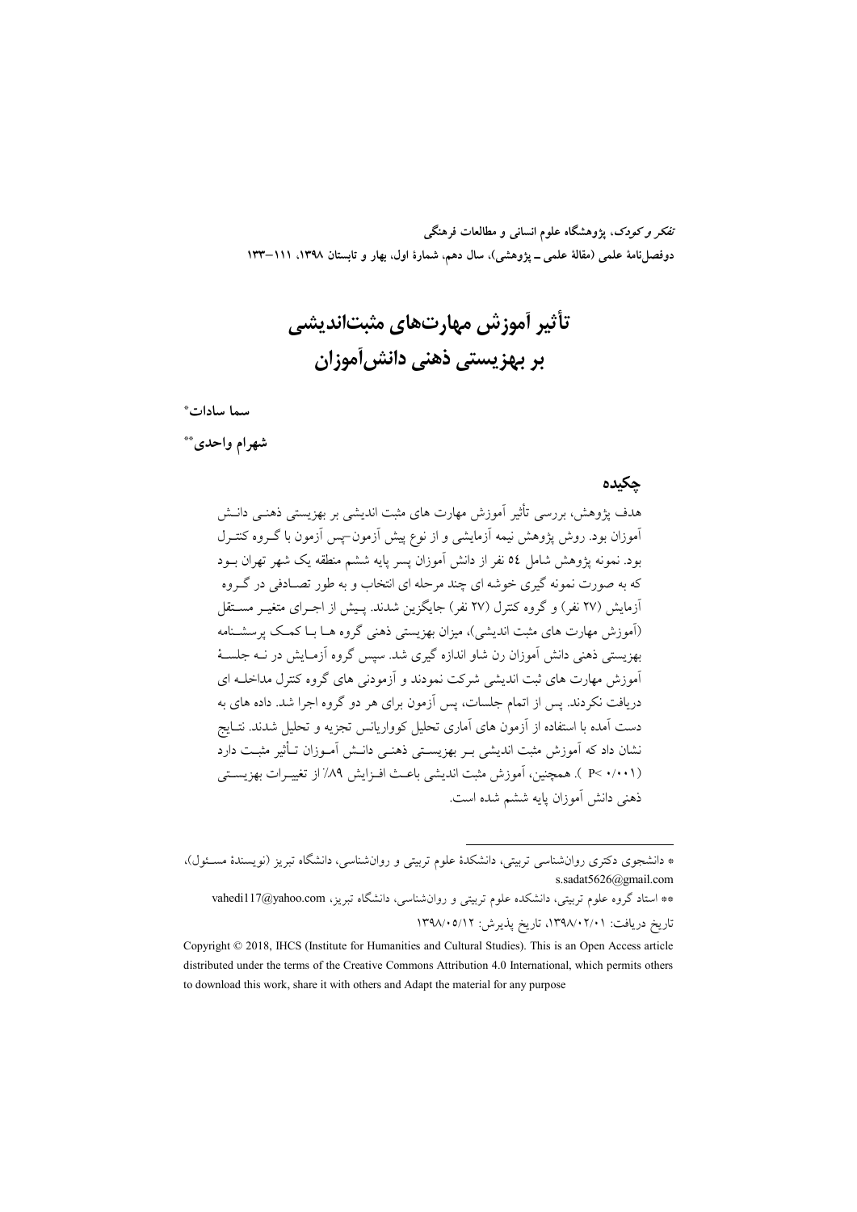# تأثیر آموزش مهارت‌های مثبت‌اندیشی بر بهزیستی ذهنی دانش‌آموزان

**سما سادات***

**شهرام واحدی****

## چکیده

هدف پژوهش، بررسی تأثیر آموزش مهارت های مثبت اندیشی بر بهزیستی ذهنـی دانـش آموزان بود. روش پژوهش نیمه آزمایشی و از نوع پیش آزمون-پس آزمون با گـروه کنتـرل بود. نمونه پژوهش شامل ٥٤ نفر از دانش آموزان پسر پایه ششم منطقه یک شهر تهران بـود که به صورت نمونه گیری خوشه ای چند مرحله ای انتخاب و به طور تصـادفی در گـروه آزمایش (٢٧ نفر) و گروه کنترل (٢٧ نفر) جایگزین شدند. پـیش از اجـرای متغیـر مسـتقل (آموزش مهارت های مثبت اندیشی)، میزان بهزیستی ذهنی گروه هـا بـا کمـک پرسشـنامه بهزیستی ذهنی دانش آموزان رن شاو اندازه گیری شد. سپس گروه آزمـایش در نـه جلسـهٔ آموزش مهارت های ثبت اندیشی شرکت نمودند و آزمودنی های گروه کنترل مداخلـه ای دریافت نکردند. پس از اتمام جلسات، پس آزمون برای هر دو گروه اجرا شد. داده های به دست آمده با استفاده از آزمون های آماری تحلیل کوواریانس تجزیه و تحلیل شدند. نتـایج نشان داد که آموزش مثبت اندیشی بـر بهزیسـتی ذهنـی دانـش آمـوزان تـأثیر مثبـت دارد (P< ۰/۰۰۱ ). همچنین، آموزش مثبت اندیشی باعـث افـزایش ۸۹٪ از تغییـرات بهزیسـتی ذهنی دانش آموزان پایه ششم شده است.

---

\* دانشجوی دکتری روان‌شناسی تربیتی، دانشکدهٔ علوم تربیتی و روان‌شناسی، دانشگاه تبریز (نویسندهٔ مسـئول)، s.sadat5626@gmail.com

\*\* استاد گروه علوم تربیتی، دانشکده علوم تربیتی و روان‌شناسی، دانشگاه تبریز، vahedi117@yahoo.com

تاریخ دریافت: ۱۳۹۸/۰۲/۰۱، تاریخ پذیرش: ۱۳۹۸/۰۵/۱۲

Copyright © 2018, IHCS (Institute for Humanities and Cultural Studies). This is an Open Access article distributed under the terms of the Creative Commons Attribution 4.0 International, which permits others to download this work, share it with others and Adapt the material for any purpose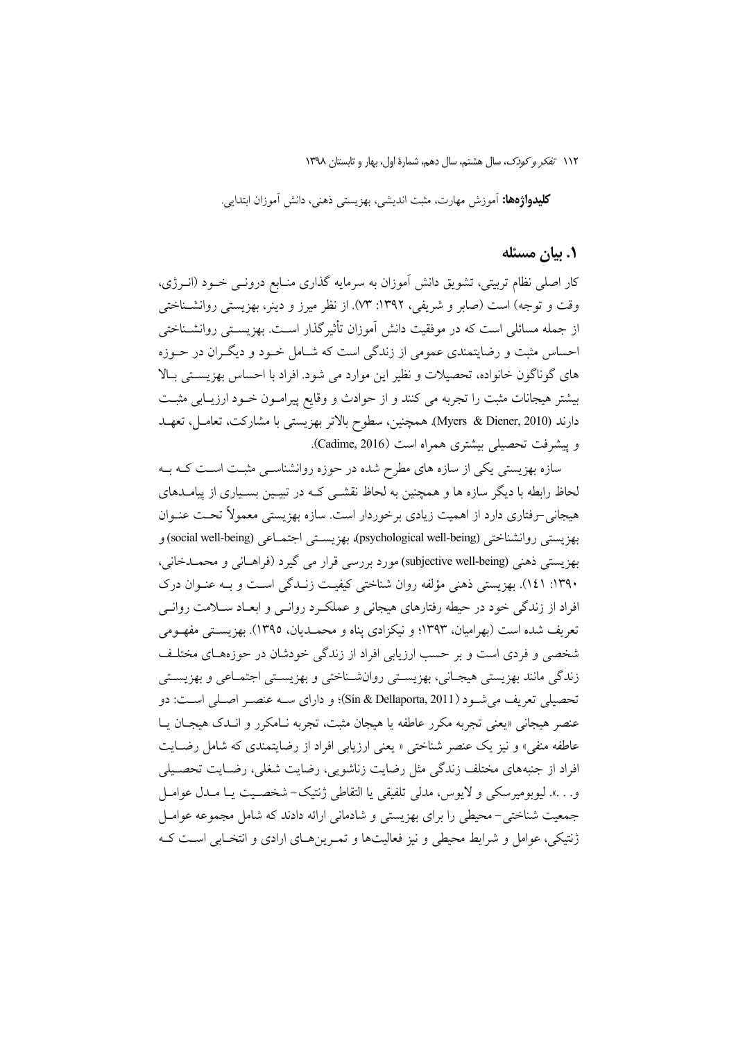**کلیدواژه‌ها:** آموزش مهارت، مثبت اندیشی، بهزیستی ذهنی، دانش آموزان ابتدایی.

## ۱. بیان مسئله

کار اصلی نظام تربیتی، تشویق دانش آموزان به سرمایه گذاری منابع درونی خود (انرژی، وقت و توجه) است (صابر و شریفی، ۱۳۹۲: ۷۳). از نظر میرز و دینر، بهزیستی روانشناختی از جمله مسائلی است که در موفقیت دانش آموزان تأثیرگذار است. بهزیستی روانشناختی احساس مثبت و رضایتمندی عمومی از زندگی است که شامل خود و دیگران در حوزه های گوناگون خانواده، تحصیلات و نظیر این موارد می شود. افراد با احساس بهزیستی بالا بیشتر هیجانات مثبت را تجربه می کنند و از حوادث و وقایع پیرامون خود ارزیابی مثبت دارند (Myers & Diener, 2010). همچنین، سطوح بالاتر بهزیستی با مشارکت، تعامل، تعهد و پیشرفت تحصیلی بیشتری همراه است (Cadime, 2016).

سازه بهزیستی یکی از سازه های مطرح شده در حوزه روانشناسی مثبت است که به لحاظ رابطه با دیگر سازه ها و همچنین به لحاظ نقشی که در تبیین بسیاری از پیامدهای هیجانی-رفتاری دارد از اهمیت زیادی برخوردار است. سازه بهزیستی معمولاً تحت عنوان بهزیستی روانشناختی (psychological well-being)، بهزیستی اجتماعی (social well-being) و بهزیستی ذهنی (subjective well-being) مورد بررسی قرار می گیرد (فراهانی و محمدخانی، ۱۳۹۰: ۱۴۱). بهزیستی ذهنی مؤلفه روان شناختی کیفیت زندگی است و به عنوان درک افراد از زندگی خود در حیطه رفتارهای هیجانی و عملکرد روانی و ابعاد سلامت روانی تعریف شده است (بهرامیان، ۱۳۹۳؛ و نیکزادی پناه و محمدیان، ۱۳۹۵). بهزیستی مفهومی شخصی و فردی است و بر حسب ارزیابی افراد از زندگی خودشان در حوزه‌های مختلف زندگی مانند بهزیستی هیجانی، بهزیستی روانشناختی و بهزیستی اجتماعی و بهزیستی تحصیلی تعریف می‌شود (Sin & Dellaporta, 2011)؛ و دارای سه عنصر اصلی است: دو عنصر هیجانی «یعنی تجربه مکرر عاطفه یا هیجان مثبت، تجربه نامکرر و اندک هیجان یا عاطفه منفی» و نیز یک عنصر شناختی « یعنی ارزیابی افراد از رضایتمندی که شامل رضایت افراد از جنبه‌های مختلف زندگی مثل رضایت زناشویی، رضایت شغلی، رضایت تحصیلی و. . .». لیوبومیرسکی و لایوس، مدلی تلفیقی یا التقاطی ژنتیک- شخصیت یا مدل عوامل جمعیت شناختی- محیطی را برای بهزیستی و شادمانی ارائه دادند که شامل مجموعه عوامل ژنتیکی، عوامل و شرایط محیطی و نیز فعالیت‌ها و تمرین‌های ارادی و انتخابی است که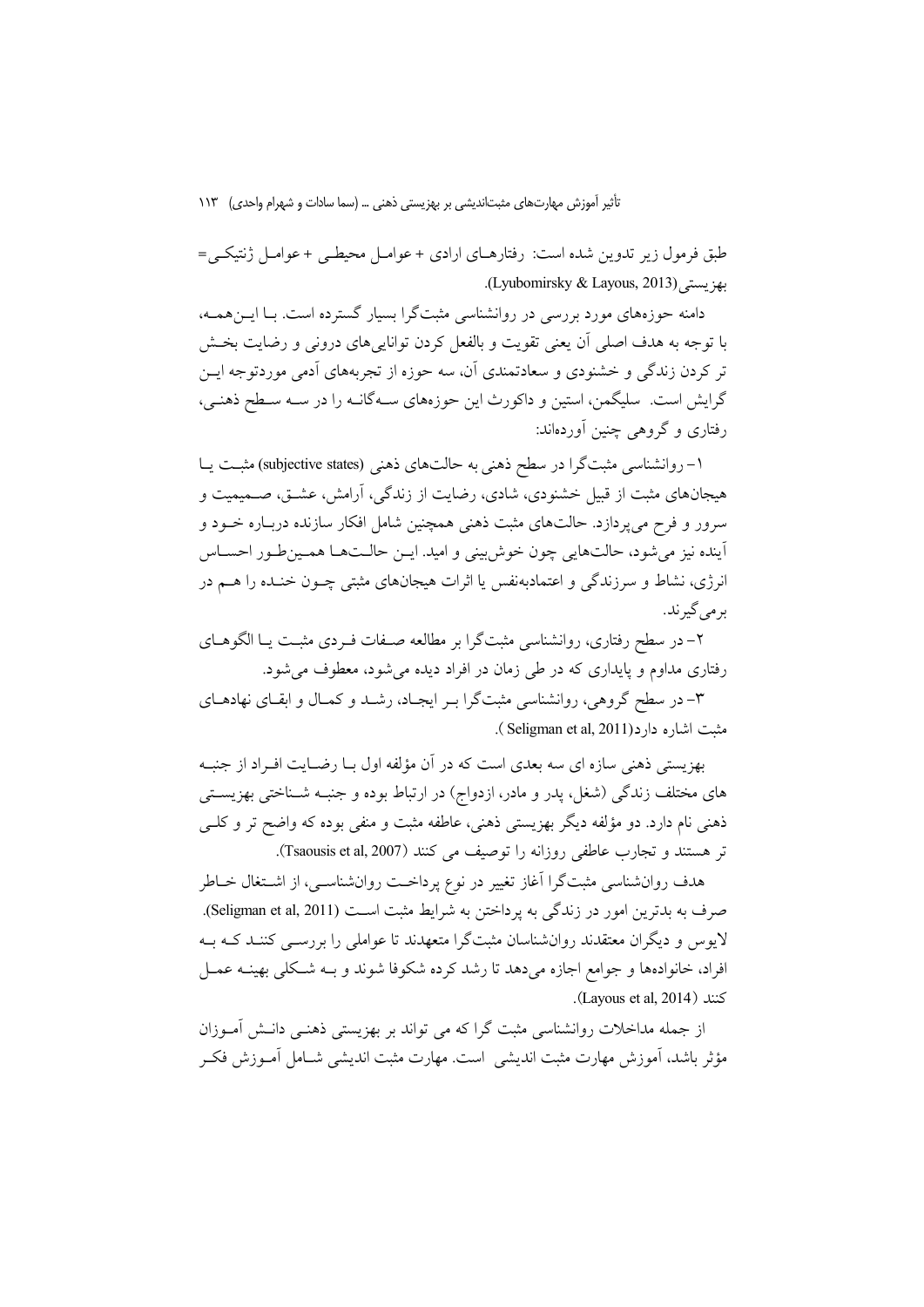طبق فرمول زیر تدوین شده است: رفتارهـای ارادی + عوامـل محیطـی + عوامـل ژنتیکـی= بهزیستی(Lyubomirsky & Layous, 2013).

دامنه حوزه‌های مورد بررسی در روانشناسی مثبت‌گرا بسیار گسترده است. بـا ایـن‌همـه، با توجه به هدف اصلی آن یعنی تقویت و بالفعل کردن توانایی‌های درونی و رضایت بخـش تر کردن زندگی و خشنودی و سعادتمندی آن، سه حوزه از تجربه‌های آدمی موردتوجه ایـن گرایش است. سلیگمن، استین و داکورث این حوزه‌های سـه‌گانـه را در سـه سـطح ذهنـی، رفتاری و گروهی چنین آورده‌اند:

۱- روانشناسی مثبت‌گرا در سطح ذهنی به حالت‌های ذهنی (subjective states) مثبـت یـا هیجان‌های مثبت از قبیل خشنودی، شادی، رضایت از زندگی، آرامش، عشـق، صـمیمیت و سرور و فرح می‌پردازد. حالت‌های مثبت ذهنی همچنین شامل افکار سازنده دربـاره خـود و آینده نیز می‌شود، حالت‌هایی چون خوش‌بینی و امید. ایـن حالـت‌هـا همـین‌طـور احسـاس انرژی، نشاط و سرزندگی و اعتمادبه‌نفس یا اثرات هیجان‌های مثبتی چـون خنـده را هـم در برمی‌گیرند.

۲- در سطح رفتاری، روانشناسی مثبت‌گرا بر مطالعه صـفات فـردی مثبـت یـا الگوهـای رفتاری مداوم و پایداری که در طی زمان در افراد دیده می‌شود، معطوف می‌شود.

۳- در سطح گروهی، روانشناسی مثبت‌گرا بـر ایجـاد، رشـد و کمـال و ابقـای نهادهـای مثبت اشاره دارد(Seligman et al, 2011 ).

بهزیستی ذهنی سازه ای سه بعدی است که در آن مؤلفه اول بـا رضـایت افـراد از جنبـه های مختلف زندگی (شغل، پدر و مادر، ازدواج) در ارتباط بوده و جنبـه شـناختی بهزیسـتی ذهنی نام دارد. دو مؤلفه دیگر بهزیستی ذهنی، عاطفه مثبت و منفی بوده که واضح تر و کلـی تر هستند و تجارب عاطفی روزانه را توصیف می کنند (Tsaousis et al, 2007).

هدف روان‌شناسی مثبت‌گرا آغاز تغییر در نوع پرداخـت روان‌شناسـی، از اشـتغال خـاطر صرف به بدترین امور در زندگی به پرداختن به شرایط مثبت اسـت (Seligman et al, 2011). لایوس و دیگران معتقدند روان‌شناسان مثبت‌گرا متعهدند تا عواملی را بررسـی کننـد کـه بـه افراد، خانواده‌ها و جوامع اجازه می‌دهد تا رشد کرده شکوفا شوند و بـه شـکلی بهینـه عمـل کنند (Layous et al, 2014).

از جمله مداخلات روانشناسی مثبت گرا که می تواند بر بهزیستی ذهنـی دانـش آمـوزان مؤثر باشد، آموزش مهارت مثبت اندیشی است. مهارت مثبت اندیشی شـامل آمـوزش فکـر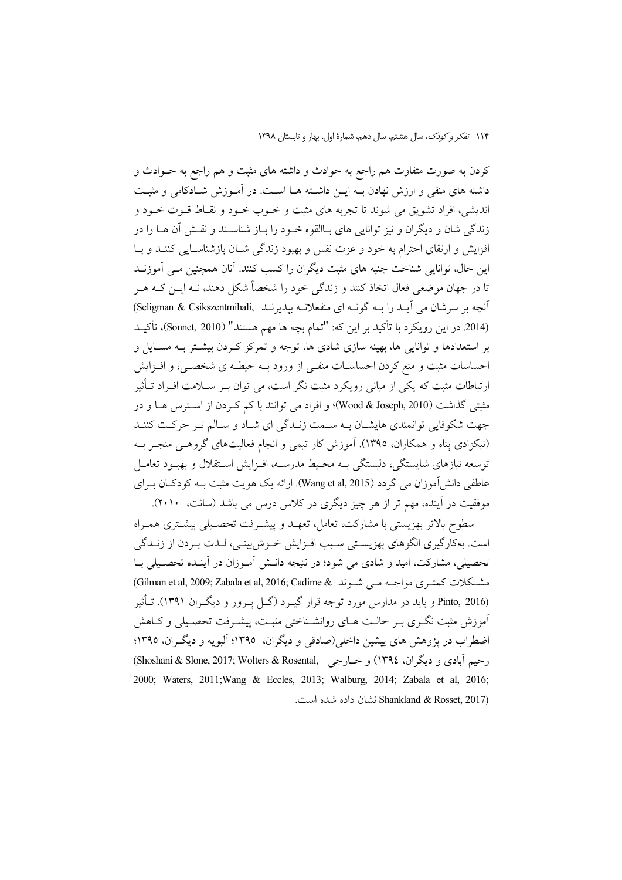کردن به صورت متفاوت هم راجع به حوادث و داشته های مثبت و هم راجع به حـوادث و داشته های منفی و ارزش نهادن بـه ایـن داشـته هـا اسـت. در آمـوزش شـادکامی و مثبـت اندیشی، افراد تشویق می شوند تا تجربه های مثبت و خـوب خـود و نقـاط قـوت خـود و زندگی شان و دیگران و نیز توانایی های بـالقوه خـود را بـاز شناسـند و نقـش آن هـا را در افزایش و ارتقای احترام به خود و عزت نفس و بهبود زندگی شـان بازشناسـایی کننـد و بـا این حال، توانایی شناخت جنبه های مثبت دیگران را کسب کنند. آنان همچنین مـی آموزنـد تا در جهان موضعی فعال اتخاذ کنند و زندگی خود را شخصاً شکل دهند، نـه ایـن کـه هـر آنچه بر سرشان می آیـد را بـه گونـه ای منفعلانـه بپذیرنـد (Seligman & Csikszentmihali, 2014). در این رویکرد با تأکید بر این که: "تمام بچه ها مهم هستند" (Sonnet, 2010)، تأکیـد بر استعدادها و توانایی ها، بهینه سازی شادی ها، توجه و تمرکز کـردن بیشـتر بـه مسـایل و احساسات مثبت و منع کردن احساسـات منفـی از ورود بـه حیطـه ی شخصـی، و افـزایش ارتباطات مثبت که یکی از مبانی رویکرد مثبت نگر است، می توان بـر سـلامت افـراد تـأثیر مثبتی گذاشت (Wood & Joseph, 2010)؛ و افراد می توانند با کم کـردن از اسـترس هـا و در جهت شکوفایی توانمندی هایشـان بـه سـمت زنـدگی ای شـاد و سـالم تـر حرکـت کننـد (نیکزادی پناه و همکاران، ۱۳۹۵). آموزش کار تیمی و انجام فعالیت‌های گروهـی منجـر بـه توسعه نیازهای شایستگی، دلبستگی بـه محـیط مدرسـه، افـزایش اسـتقلال و بهبـود تعامـل عاطفی دانش‌آموزان می گردد (Wang et al, 2015). ارائه یک هویت مثبت بـه کودکـان بـرای موفقیت در آینده، مهم تر از هر چیز دیگری در کلاس درس می باشد (سانت، ۲۰۱۰).

سطوح بالاتر بهزیستی با مشارکت، تعامل، تعهـد و پیشـرفت تحصـیلی بیشـتری همـراه است. به‌کارگیری الگوهای بهزیسـتی سـبب افـزایش خـوش‌بینـی، لـذت بـردن از زنـدگی تحصیلی، مشارکت، امید و شادی می شود؛ در نتیجه دانـش آمـوزان در آینـده تحصـیلی بـا مشـکلات کمتـری مواجـه مـی شـوند (Gilman et al, 2009; Zabala et al, 2016; Cadime & Pinto, 2016) و باید در مدارس مورد توجه قرار گیـرد (گـل پـرور و دیگـران ۱۳۹۱). تـأثیر آموزش مثبت نگـری بـر حالـت هـای روانشـناختی مثبـت، پیشـرفت تحصـیلی و کـاهش اضطراب در پژوهش های پیشین داخلی(صادقی و دیگران، ۱۳۹۵؛ آلبویه و دیگـران، ۱۳۹۵؛ رحیم آبادی و دیگران، ۱۳۹٤) و خـارجی (Shoshani & Slone, 2017; Wolters & Rosental, 2000; Waters, 2011;Wang & Eccles, 2013; Walburg, 2014; Zabala et al, 2016; Shankland & Rosset, 2017) نشان داده شده است.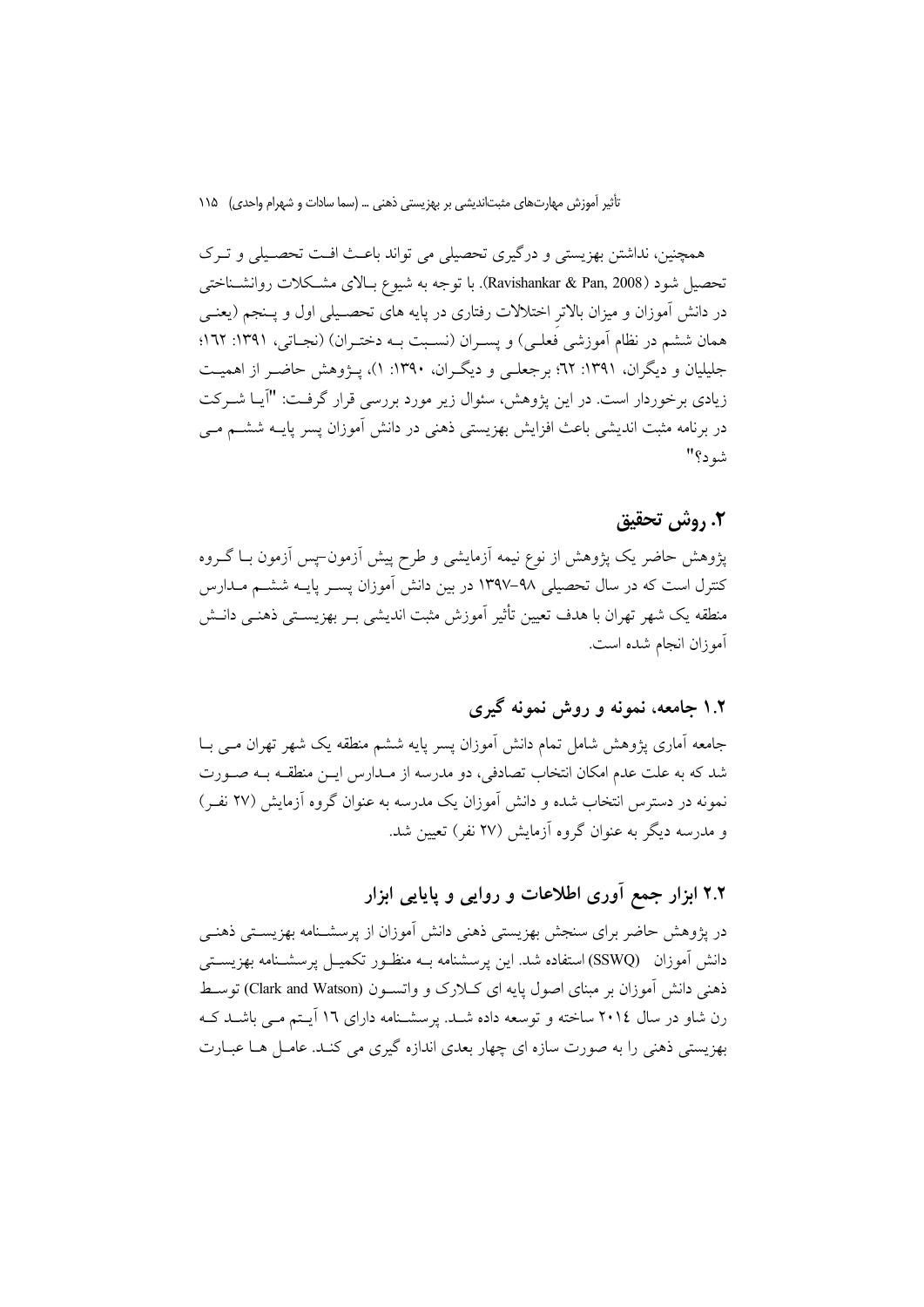همچنین، نداشتن بهزیستی و درگیری تحصیلی می تواند باعث افت تحصیلی و ترک تحصیل شود (Ravishankar & Pan, 2008). با توجه به شیوع بالای مشکلات روانشناختی در دانش آموزان و میزان بالاتر اختلالات رفتاری در پایه های تحصیلی اول و پنجم (یعنی همان ششم در نظام آموزشی فعلی) و پسران (نسبت به دختران) (نجاتی، ۱۳۹۱: ۱٦۲؛ جلیلیان و دیگران، ۱۳۹۱: ٦۲؛ برجعلی و دیگران، ۱۳۹۰: ۱)، پژوهش حاضر از اهمیت زیادی برخوردار است. در این پژوهش، سئوال زیر مورد بررسی قرار گرفت: "آیا شرکت در برنامه مثبت اندیشی باعث افزایش بهزیستی ذهنی در دانش آموزان پسر پایه ششم می شود؟"

## ۲. روش تحقیق

پژوهش حاضر یک پژوهش از نوع نیمه آزمایشی و طرح پیش آزمون-پس آزمون با گروه کنترل است که در سال تحصیلی ۹۸-۱۳۹۷ در بین دانش آموزان پسر پایه ششم مدارس منطقه یک شهر تهران با هدف تعیین تأثیر آموزش مثبت اندیشی بر بهزیستی ذهنی دانش آموزان انجام شده است.

### ۱.۲ جامعه، نمونه و روش نمونه گیری

جامعه آماری پژوهش شامل تمام دانش آموزان پسر پایه ششم منطقه یک شهر تهران می با شد که به علت عدم امکان انتخاب تصادفی، دو مدرسه از مدارس این منطقه به صورت نمونه در دسترس انتخاب شده و دانش آموزان یک مدرسه به عنوان گروه آزمایش (۲۷ نفر) و مدرسه دیگر به عنوان گروه آزمایش (۲۷ نفر) تعیین شد.

### ۲.۲ ابزار جمع آوری اطلاعات و روایی و پایایی ابزار

در پژوهش حاضر برای سنجش بهزیستی ذهنی دانش آموزان از پرسشنامه بهزیستی ذهنی دانش آموزان (SSWQ) استفاده شد. این پرسشنامه به منظور تکمیل پرسشنامه بهزیستی ذهنی دانش آموزان بر مبنای اصول پایه ای کلارک و واتسون (Clark and Watson) توسط رن شاو در سال ۲۰۱٤ ساخته و توسعه داده شد. پرسشنامه دارای ۱٦ آیتم می باشد که بهزیستی ذهنی را به صورت سازه ای چهار بعدی اندازه گیری می کند. عامل ها عبارت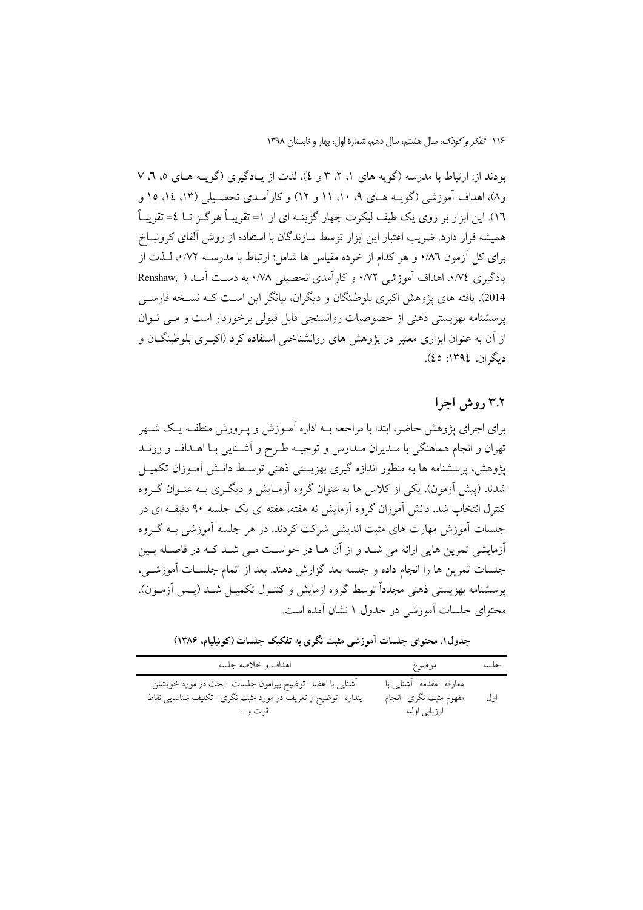بودند از: ارتباط با مدرسه (گویه های ۱، ۲، ۳ و ٤)، لذت از یادگیری (گویه های ۵، ٦، ۷ و۸)، اهداف آموزشی (گویه های ۹، ۱۰، ۱۱ و ۱۲) و کارآمدی تحصیلی (۱۳، ۱٤، ۱۵ و ۱٦). این ابزار بر روی یک طیف لیکرت چهار گزینه ای از ۱= تقریباً هرگز تا ٤= تقریباً همیشه قرار دارد. ضریب اعتبار این ابزار توسط سازندگان با استفاده از روش آلفای کرونباخ برای کل آزمون ۰/۸٦ و هر کدام از خرده مقیاس ها شامل: ارتباط با مدرسه ۰/۷۲، لذت از یادگیری ۰/۷٤، اهداف آموزشی ۰/۷۲ و کارآمدی تحصیلی ۰/۷۸ به دست آمد (Renshaw, 2014). یافته های پژوهش اکبری بلوطبنگان و دیگران، بیانگر این است که نسخه فارسی پرسشنامه بهزیستی ذهنی از خصوصیات روانسنجی قابل قبولی برخوردار است و می توان از آن به عنوان ابزاری معتبر در پژوهش های روانشناختی استفاده کرد (اکبری بلوطبنگان و دیگران، ۱۳۹٤: ٤۵).

## ۳.۲ روش اجرا

برای اجرای پژوهش حاضر، ابتدا با مراجعه به اداره آموزش و پرورش منطقه یک شهر تهران و انجام هماهنگی با مدیران مدارس و توجیه طرح و آشنایی با اهداف و روند پژوهش، پرسشنامه ها به منظور اندازه گیری بهزیستی ذهنی توسط دانش آموزان تکمیل شدند (پیش آزمون). یکی از کلاس ها به عنوان گروه آزمایش و دیگری به عنوان گروه کنترل انتخاب شد. دانش آموزان گروه آزمایش نه هفته، هفته ای یک جلسه ۹۰ دقیقه ای در جلسات آموزش مهارت های مثبت اندیشی شرکت کردند. در هر جلسه آموزشی به گروه آزمایشی تمرین هایی ارائه می شد و از آن ها در خواست می شد که در فاصله بین جلسات تمرین ها را انجام داده و جلسه بعد گزارش دهند. بعد از اتمام جلسات آموزشی، پرسشنامه بهزیستی ذهنی مجدداً توسط گروه ازمایش و کنترل تکمیل شد (پس آزمون). محتوای جلسات آموزشی در جدول ۱ نشان آمده است.

**جدول۱. محتوای جلسات آموزشی مثبت نگری به تفکیک جلسات (کوئیلیام، ۱۳۸٦)**

| جلسه | موضوع | اهداف و خلاصه جلسه |
|---|---|---|
| اول | معارفه- مقدمه- آشنایی با مفهوم مثبت نگری- انجام ارزیابی اولیه | آشنایی با اعضا- توضیح پیرامون جلسات- بحث در مورد خویشتن پنداره- توضیح و تعریف در مورد مثبت نگری- تکلیف شناسایی نقاط قوت و .. |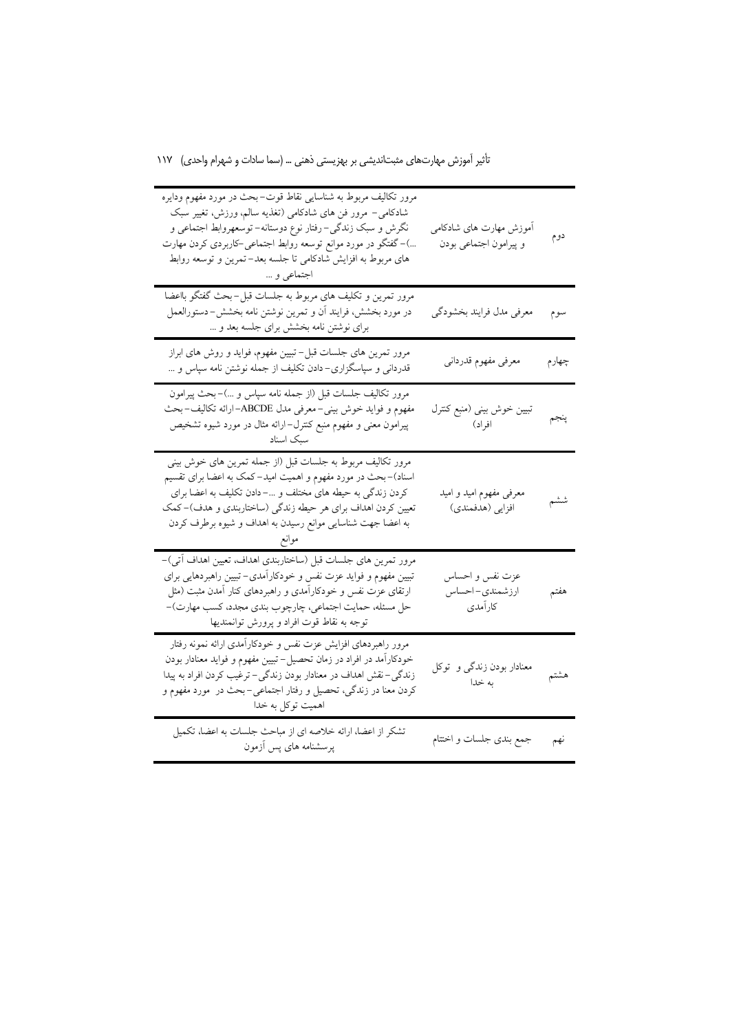| | | |
|---|---|---|
| دوم | آموزش مهارت های شادکامی و پیرامون اجتماعی بودن | مرور تکالیف مربوط به شناسایی نقاط قوت– بحث در مورد مفهوم ودایره شادکامی– مرور فن های شادکامی (تغذیه سالم، ورزش، تغییر سبک نگرش و سبک زندگی– رفتار نوع دوستانه– توسعه‌روابط اجتماعی و ...)– گفتگو در مورد موانع توسعه روابط اجتماعی–کاربردی کردن مهارت های مربوط به افزایش شادکامی تا جلسه بعد– تمرین و توسعه روابط اجتماعی و ... |
| سوم | معرفی مدل فرایند بخشودگی | مرور تمرین و تکلیف های مربوط به جلسات قبل– بحث گفتگو بااعضا در مورد بخشش، فرایند آن و تمرین نوشتن نامه بخشش– دستورالعمل برای نوشتن نامه بخشش برای جلسه بعد و ... |
| چهارم | معرفی مفهوم قدردانی | مرور تمرین های جلسات قبل– تبیین مفهوم، فواید و روش های ابراز قدردانی و سپاسگزاری– دادن تکلیف از جمله نوشتن نامه سپاس و ... |
| پنجم | تبیین خوش بینی (منبع کنترل افراد) | مرور تکالیف جلسات قبل (از جمله نامه سپاس و ...)– بحث پیرامون مفهوم و فواید خوش بینی– معرفی مدل ABCDE– ارائه تکالیف– بحث پیرامون معنی و مفهوم منبع کنترل– ارائه مثال در مورد شیوه تشخیص سبک اسناد |
| ششم | معرفی مفهوم امید و امید افزایی (هدفمندی) | مرور تکالیف مربوط به جلسات قبل (از جمله تمرین های خوش بینی اسناد)– بحث در مورد مفهوم و اهمیت امید– کمک به اعضا برای تقسیم کردن زندگی به حیطه های مختلف و ...– دادن تکلیف به اعضا برای تعیین کردن اهداف برای هر حیطه زندگی (ساختاربندی و هدف)– کمک به اعضا جهت شناسایی موانع رسیدن به اهداف و شیوه برطرف کردن موانع |
| هفتم | عزت نفس و احساس ارزشمندی– احساس کارآمدی | مرور تمرین های جلسات قبل (ساختاربندی اهداف، تعیین اهداف آتی)– تبیین مفهوم و فواید عزت نفس و خودکارآمدی– تبیین راهبردهایی برای ارتقای عزت نفس و خودکارآمدی و راهبردهای کنار آمدن مثبت (مثل حل مسئله، حمایت اجتماعی، چارچوب بندی مجدد، کسب مهارت)– توجه به نقاط قوت افراد و پرورش توانمندیها |
| هشتم | معنادار بودن زندگی و توکل به خدا | مرور راهبردهای افزایش عزت نفس و خودکارآمدی ارائه نمونه رفتار خودکارآمد در افراد در زمان تحصیل– تبیین مفهوم و فواید معنادار بودن زندگی– نقش اهداف در معنادار بودن زندگی– ترغیب کردن افراد به پیدا کردن معنا در زندگی، تحصیل و رفتار اجتماعی– بحث در مورد مفهوم و اهمیت توکل به خدا |
| نهم | جمع بندی جلسات و اختتام | تشکر از اعضا، ارائه خلاصه ای از مباحث جلسات به اعضا، تکمیل پرسشنامه های پس آزمون |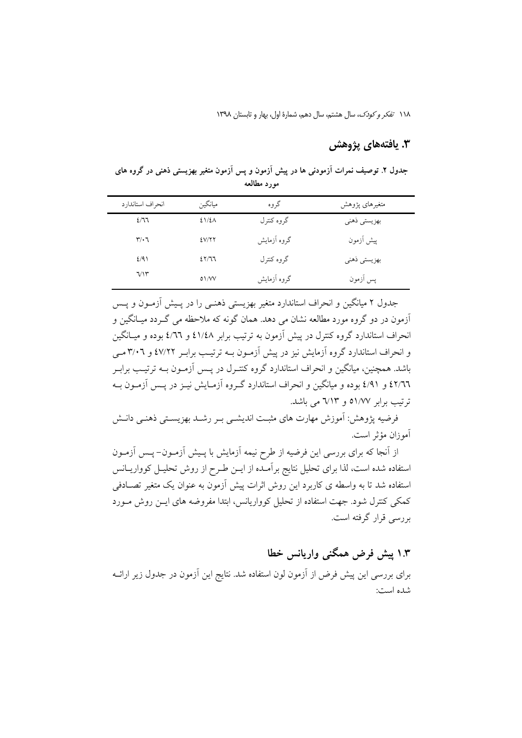## ۳. یافته‌های پژوهش

**جدول ۲. توصیف نمرات آزمودنی ها در پیش آزمون و پس آزمون متغیر بهزیستی ذهنی در گروه های مورد مطالعه**

| متغیرهای پژوهش | گروه | میانگین | انحراف استاندارد |
|---|---|---|---|
| بهزیستی ذهنی | گروه کنترل | ٤١/٤٨ | ٤/٦٦ |
| پیش آزمون | گروه آزمایش | ٤٧/٢٢ | ٣/٠٦ |
| بهزیستی ذهنی | گروه کنترل | ٤٢/٦٦ | ٤/٩١ |
| پس آزمون | گروه آزمایش | ٥١/٧٧ | ٦/١٣ |

جدول ۲ میانگین و انحراف استاندارد متغیر بهزیستی ذهنی را در پیش آزمون و پس آزمون در دو گروه مورد مطالعه نشان می دهد. همان گونه که ملاحظه می گردد میانگین و انحراف استاندارد گروه کنترل در پیش آزمون به ترتیب برابر ٤١/٤٨ و ٤/٦٦ بوده و میانگین و انحراف استاندارد گروه آزمایش نیز در پیش آزمون به ترتیب برابر ٤٧/٢٢ و ٣/٠٦ می باشد. همچنین، میانگین و انحراف استاندارد گروه کنترل در پس آزمون به ترتیب برابر ٤٢/٦٦ و ٤/٩١ بوده و میانگین و انحراف استاندارد گروه آزمایش نیز در پس آزمون به ترتیب برابر ٥١/٧٧ و ٦/١٣ می باشد.

فرضیه پژوهش: آموزش مهارت های مثبت اندیشی بر رشد بهزیستی ذهنی دانش آموزان مؤثر است.

از آنجا که برای بررسی این فرضیه از طرح نیمه آزمایش با پیش آزمون- پس آزمون استفاده شده است، لذا برای تحلیل نتایج برآمده از این طرح از روش تحلیل کوواریانس استفاده شد تا به واسطه ی کاربرد این روش اثرات پیش آزمون به عنوان یک متغیر تصادفی کمکی کنترل شود. جهت استفاده از تحلیل کوواریانس، ابتدا مفروضه های این روش مورد بررسی قرار گرفته است.

### ۱.۳ پیش فرض همگنی واریانس خطا

برای بررسی این پیش فرض از آزمون لون استفاده شد. نتایج این آزمون در جدول زیر ارائه شده است: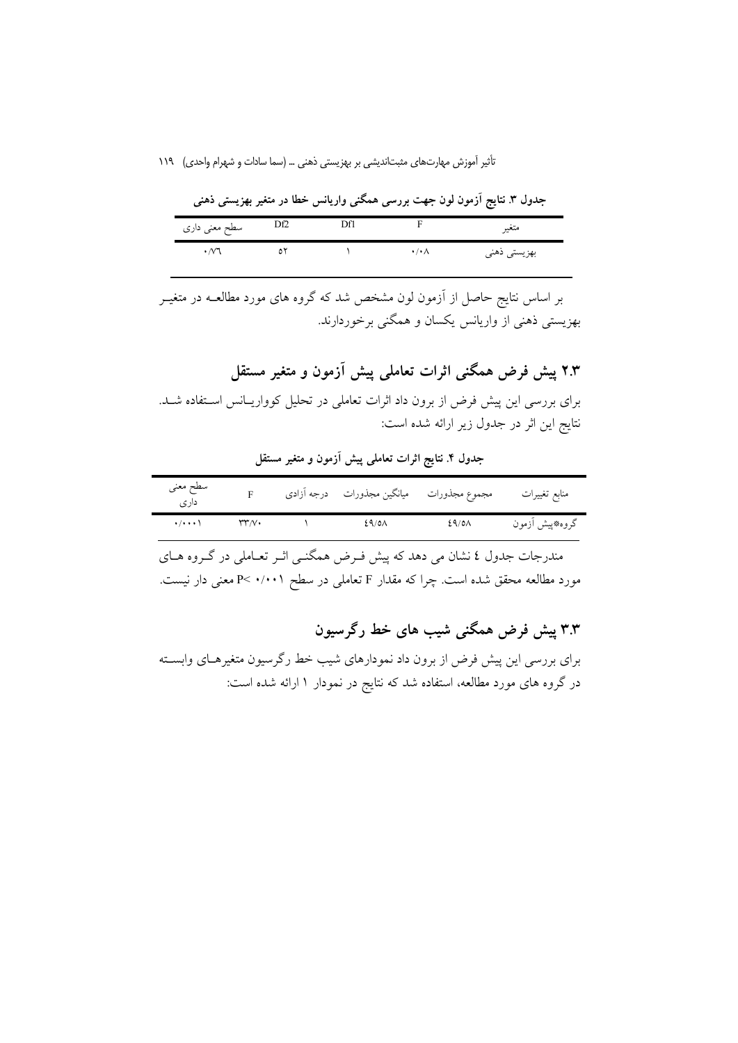**جدول ۳. نتایج آزمون لون جهت بررسی همگنی واریانس خطا در متغیر بهزیستی ذهنی**

| متغیر | F | Df1 | Df2 | سطح معنی داری |
|---|---|---|---|---|
| بهزیستی ذهنی | ۰/۰۸ | ۱ | ۵۲ | ۰/۷۶ |

بر اساس نتایج حاصل از آزمون لون مشخص شد که گروه های مورد مطالعـه در متغیـر بهزیستی ذهنی از واریانس یکسان و همگنی برخوردارند.

## ۲.۳ پیش فرض همگنی اثرات تعاملی پیش آزمون و متغیر مستقل

برای بررسی این پیش فرض از برون داد اثرات تعاملی در تحلیل کوواریـانس اسـتفاده شـد. نتایج این اثر در جدول زیر ارائه شده است:

**جدول ۴. نتایج اثرات تعاملی پیش آزمون و متغیر مستقل**

| منابع تغییرات | مجموع مجذورات | میانگین مجذورات | درجه آزادی | F | سطح معنی داری |
|---|---|---|---|---|---|
| گروه*پیش آزمون | ۴۹/۵۸ | ۴۹/۵۸ | ۱ | ۳۳/۷۰ | ۰/۰۰۰۱ |

مندرجات جدول ٤ نشان می دهد که پیش فـرض همگنـی اثـر تعـاملی در گـروه هـای مورد مطالعه محقق شده است. چرا که مقدار F تعاملی در سطح ۰/۰۰۱ >P معنی دار نیست.

## ۳.۳ پیش فرض همگنی شیب های خط رگرسیون

برای بررسی این پیش فرض از برون داد نمودارهای شیب خط رگرسیون متغیرهـای وابسـته در گروه های مورد مطالعه، استفاده شد که نتایج در نمودار ۱ ارائه شده است: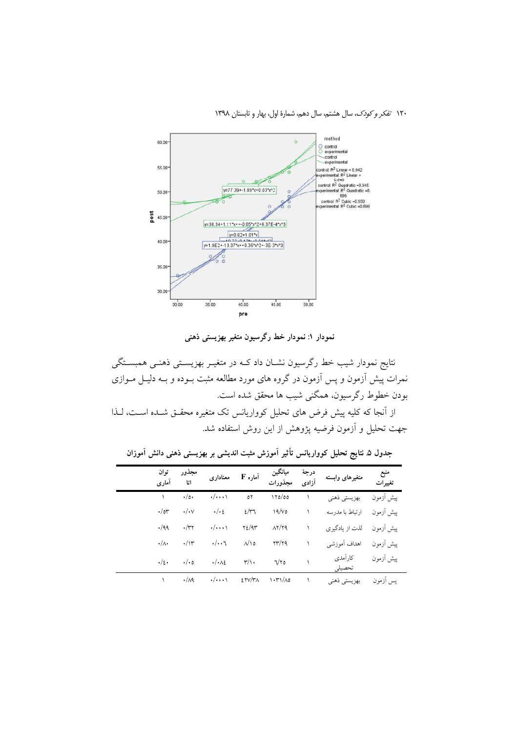نمودار ۱: نمودار خط رگرسیون متغیر بهزیستی ذهنی

نتایج نمودار شیب خط رگرسیون نشـان داد کـه در متغیـر بهزیسـتی ذهنـی همبسـتگی نمرات پیش آزمون و پس آزمون در گروه های مورد مطالعه مثبت بـوده و بـه دلیـل مـوازی بودن خطوط رگرسیون، همگنی شیب ها محقق شده است.

از آنجا که کلیه پیش فرض های تحلیل کوواریانس تک متغیره محقـق شـده اسـت، لـذا جهت تحلیل و آزمون فرضیه پژوهش از این روش استفاده شد.

**جدول ۵. نتایج تحلیل کوواریانس تأثیر آموزش مثبت اندیشی بر بهزیستی ذهنی دانش آموزان**

| منبع تغییرات | متغیرهای وابسته | درجهٔ آزادی | میانگین مجذورات | آماره F | معناداری | مجذور اتا | توان آماری |
|---|---|---|---|---|---|---|---|
| پیش آزمون | بهزیستی ذهنی | ۱ | ۱۲۵/۵۵ | ۵۲ | ۰/۰۰۰۱ | ۰/۵۰ | ۱ |
| پیش آزمون | ارتباط با مدرسه | ۱ | ۱۹/۷۵ | ۴/۳۶ | ۰/۰۴ | ۰/۰۷ | ۰/۵۳ |
| پیش آزمون | لذت از یادگیری | ۱ | ۸۲/۲۹ | ۲۴/۹۳ | ۰/۰۰۰۱ | ۰/۳۲ | ۰/۹۹ |
| پیش آزمون | اهداف آموزشی | ۱ | ۲۳/۲۹ | ۸/۱۵ | ۰/۰۰۶ | ۰/۱۳ | ۰/۸۰ |
| پیش آزمون | کارآمدی تحصیلی | ۱ | ۶/۲۵ | ۳/۱۰ | ۰/۰۸۴ | ۰/۰۵ | ۰/۴۰ |
| پس آزمون | بهزیستی ذهنی | ۱ | ۱۰۳۱/۸۵ | ۴۲۷/۳۸ | ۰/۰۰۰۱ | ۰/۸۹ | ۱ |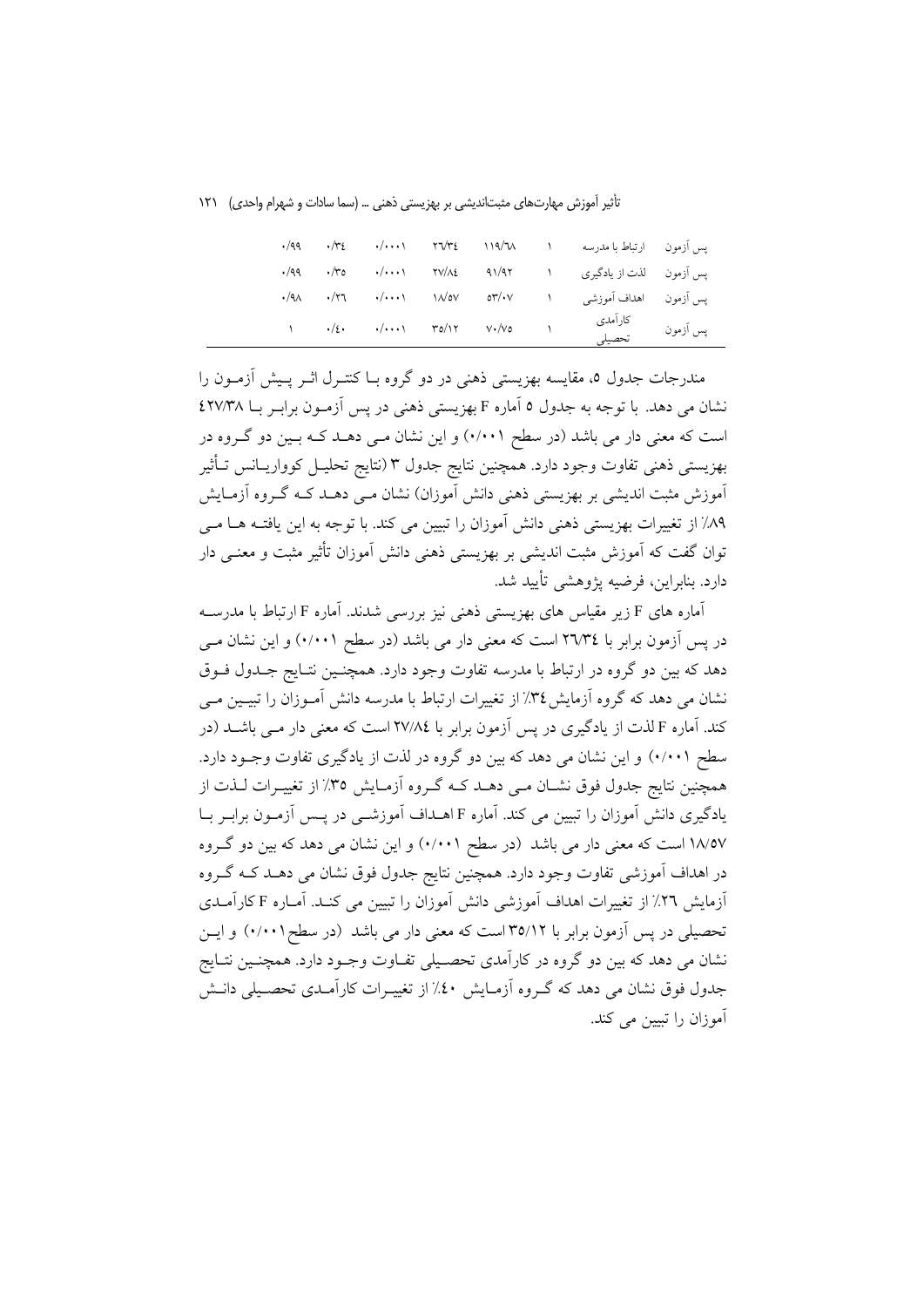| | | | | | | | |
|---|---|---|---|---|---|---|---|
| پس آزمون | ارتباط با مدرسه | ۱ | ۱۱۹/٦۸ | ٢٦/٣٤ | ۰/۰۰۰۱ | ۰/۳٤ | ۰/۹۹ |
| پس آزمون | لذت از یادگیری | ۱ | ۹۱/۹۲ | ۲۷/۸٤ | ۰/۰۰۰۱ | ۰/۳٥ | ۰/۹۹ |
| پس آزمون | اهداف آموزشی | ۱ | ٥٣/۰۷ | ۱۸/٥۷ | ۰/۰۰۰۱ | ۰/۲٦ | ۰/۹۸ |
| پس آزمون | کارآمدی تحصیلی | ۱ | ۷۰/۷٥ | ۳٥/۱۲ | ۰/۰۰۰۱ | ۰/٤۰ | ۱ |

مندرجات جدول ٥، مقایسه بهزیستی ذهنی در دو گروه با کنترل اثر پیش آزمون را نشان می دهد. با توجه به جدول ٥ آماره F بهزیستی ذهنی در پس آزمون برابر با ٤۲۷/۳۸ است که معنی دار می باشد (در سطح ۰/۰۰۱) و این نشان می دهد که بین دو گروه در بهزیستی ذهنی تفاوت وجود دارد. همچنین نتایج جدول ۳ (نتایج تحلیل کوواریانس تأثیر آموزش مثبت اندیشی بر بهزیستی ذهنی دانش آموزان) نشان می دهد که گروه آزمایش ۸۹٪ از تغییرات بهزیستی ذهنی دانش آموزان را تبیین می کند. با توجه به این یافته ها می توان گفت که آموزش مثبت اندیشی بر بهزیستی ذهنی دانش آموزان تأثیر مثبت و معنی دار دارد. بنابراین، فرضیه پژوهشی تأیید شد.

آماره های F زیر مقیاس های بهزیستی ذهنی نیز بررسی شدند. آماره F ارتباط با مدرسه در پس آزمون برابر با ٢٦/٣٤ است که معنی دار می باشد (در سطح ۰/۰۰۱) و این نشان می دهد که بین دو گروه در ارتباط با مدرسه تفاوت وجود دارد. همچنین نتایج جدول فوق نشان می دهد که گروه آزمایش ۳٤٪ از تغییرات ارتباط با مدرسه دانش آموزان را تبیین می کند. آماره F لذت از یادگیری در پس آزمون برابر با ۲۷/۸٤ است که معنی دار می باشد (در سطح ۰/۰۰۱) و این نشان می دهد که بین دو گروه در لذت از یادگیری تفاوت وجود دارد. همچنین نتایج جدول فوق نشان می دهد که گروه آزمایش ۳٥٪ از تغییرات لذت از یادگیری دانش آموزان را تبیین می کند. آماره F اهداف آموزشی در پس آزمون برابر با ۱۸/٥۷ است که معنی دار می باشد (در سطح ۰/۰۰۱) و این نشان می دهد که بین دو گروه در اهداف آموزشی تفاوت وجود دارد. همچنین نتایج جدول فوق نشان می دهد که گروه آزمایش ۲٦٪ از تغییرات اهداف آموزشی دانش آموزان را تبیین می کند. آماره F کارآمدی تحصیلی در پس آزمون برابر با ۳٥/۱۲ است که معنی دار می باشد (در سطح ۰/۰۰۱) و این نشان می دهد که بین دو گروه در کارآمدی تحصیلی تفاوت وجود دارد. همچنین نتایج جدول فوق نشان می دهد که گروه آزمایش ٤۰٪ از تغییرات کارآمدی تحصیلی دانش آموزان را تبیین می کند.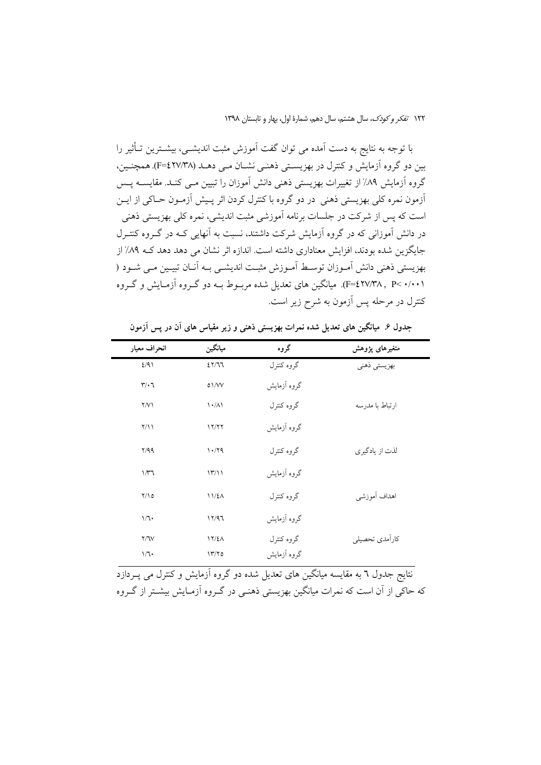با توجه به نتایج به دست آمده می توان گفت آموزش مثبت اندیشی، بیشترین تأثیر را بین دو گروه آزمایش و کنترل در بهزیستی ذهنی نشان می دهد (F=٤٢٧/٣٨). همچنین، گروه آزمایش ٨٩٪ از تغییرات بهزیستی ذهنی دانش آموزان را تبیین می کند. مقایسه پس آزمون نمره کلی بهزیستی ذهنی در دو گروه با کنترل کردن اثر پیش آزمون حاکی از این است که پس از شرکت در جلسات برنامه آموزشی مثبت اندیشی، نمره کلی بهزیستی ذهنی در دانش آموزانی که در گروه آزمایش شرکت داشتند، نسبت به آنهایی که در گروه کنترل جایگزین شده بودند، افزایش معناداری داشته است. اندازه اثر نشان می دهد که ٨٩٪ از بهزیستی ذهنی دانش آموزان توسط آموزش مثبت اندیشی به آنان تبیین می شود ( F=٤٢٧/٣٨ , P< ٠/٠٠١). میانگین های تعدیل شده مربوط به دو گروه آزمایش و گروه کنترل در مرحله پس آزمون به شرح زیر است.

**جدول ۶. میانگین های تعدیل شده نمرات بهزیستی ذهنی و زیر مقیاس های آن در پس آزمون**

| متغیرهای پژوهش | گروه | میانگین | انحراف معیار |
|---|---|---|---|
| بهزیستی ذهنی | گروه کنترل | ٤٢/٦٦ | ٤/٩١ |
| | گروه آزمایش | ٥١/٧٧ | ٣/٠٦ |
| ارتباط با مدرسه | گروه کنترل | ١٠/٨١ | ٢/٧١ |
| | گروه آزمایش | ١٢/٢٢ | ٢/١١ |
| لذت از یادگیری | گروه کنترل | ١٠/٢٩ | ٢/٩٩ |
| | گروه آزمایش | ١٣/١١ | ١/٣٦ |
| اهداف آموزشی | گروه کنترل | ١١/٤٨ | ٢/١٥ |
| | گروه آزمایش | ١٢/٩٦ | ١/٦٠ |
| کارآمدی تحصیلی | گروه کنترل | ١٢/٤٨ | ٢/٦٧ |
| | گروه آزمایش | ١٣/٢٥ | ١/٦٠ |

نتایج جدول ٦ به مقایسه میانگین های تعدیل شده دو گروه آزمایش و کنترل می پردازد که حاکی از آن است که نمرات میانگین بهزیستی ذهنی در گروه آزمایش بیشتر از گروه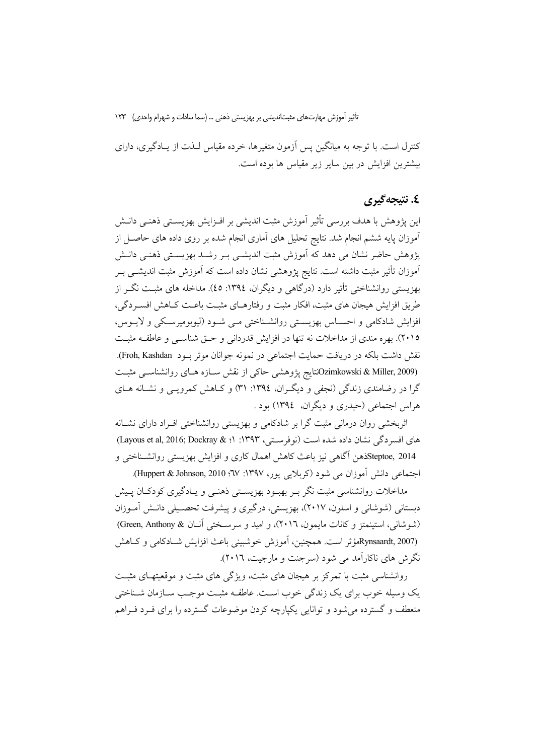کنترل است. با توجه به میانگین پس آزمون متغیرها، خرده مقیاس لـذت از یـادگیری، دارای بیشترین افزایش در بین سایر زیر مقیاس ها بوده است.

## ٤. نتیجه‌گیری

این پژوهش با هدف بررسی تأثیر آموزش مثبت اندیشی بر افـزایش بهزیسـتی ذهنـی دانـش آموزان پایه ششم انجام شد. نتایج تحلیل های آماری انجام شده بر روی داده های حاصـل از پژوهش حاضر نشان می دهد که آموزش مثبت اندیشـی بـر رشـد بهزیسـتی ذهنـی دانـش آموزان تأثیر مثبت داشته است. نتایج پژوهشی نشان داده است که آموزش مثبت اندیشـی بـر بهزیستی روانشناختی تأثیر دارد (درگاهی و دیگران، ١٣٩٤: ٤٥). مداخله های مثبـت نگـر از طریق افزایش هیجان های مثبت، افکار مثبت و رفتارهـای مثبـت باعـث کـاهش افسـردگی، افزایش شادکامی و احسـاس بهزیسـتی روانشـناختی مـی شـود (لیوبومیرسـکی و لایـوس، ٢٠١٥). بهره مندی از مداخلات نه تنها در افزایش قدردانی و حـق شناسـی و عاطفـه مثبـت نقش داشت بلکه در دریافت حمایت اجتماعی در نمونه جوانان موثر بـود Froh, Kashdan). (Ozimkowski & Miller, 2009نتایج پژوهشی حاکی از نقش سـازه هـای روانشناسـی مثبـت گرا در رضامندی زندگی (نجفی و دیگـران، ١٣٩٤: ٣١) و کـاهش کمرویـی و نشـانه هـای هراس اجتماعی (حیدری و دیگران، ١٣٩٤) بود .

اثربخشی روان درمانی مثبت گرا بر شادکامی و بهزیستی روانشناختی افـراد دارای نشـانه های افسردگی نشان داده شده است (نوفرسـتی، ١٣٩٣: ١؛ Layous et al, 2016; Dockray &) Steptoe, 2014ذهن آگاهی نیز باعث کاهش اهمال کاری و افزایش بهزیستی روانشـناختی و اجتماعی دانش آموزان می شود (کربلایی پور، ١٣٩٧: ٦٧؛ Huppert & Johnson, 2010).

مداخلات روانشناسی مثبت نگر بـر بهبـود بهزیسـتی ذهنـی و یـادگیری کودکـان پـیش دبستانی (شوشانی و اسلون، ٢٠١٧)، بهزیستی، درگیری و پیشرفت تحصـیلی دانـش آمـوزان (شوشانی، استینمتز و کانات مایمون، ٢٠١٦)، و امید و سرسـختی آنـان Green, Anthony &) (Rynsaardt, 2007مؤثر است. همچنین، آموزش خوشبینی باعث افزایش شـادکامی و کـاهش نگرش های ناکارآمد می شود (سرجنت و مارجیت، ٢٠١٦).

روانشناسی مثبت با تمرکز بر هیجان های مثبت، ویژگی های مثبت و موقعیتهـای مثبـت یک وسیله خوب برای یک زندگی خوب اسـت. عاطفـه مثبـت موجـب سـازمان شـناختی منعطف و گسترده می‌شود و توانایی یکپارچه کردن موضوعات گسترده را برای فـرد فـراهم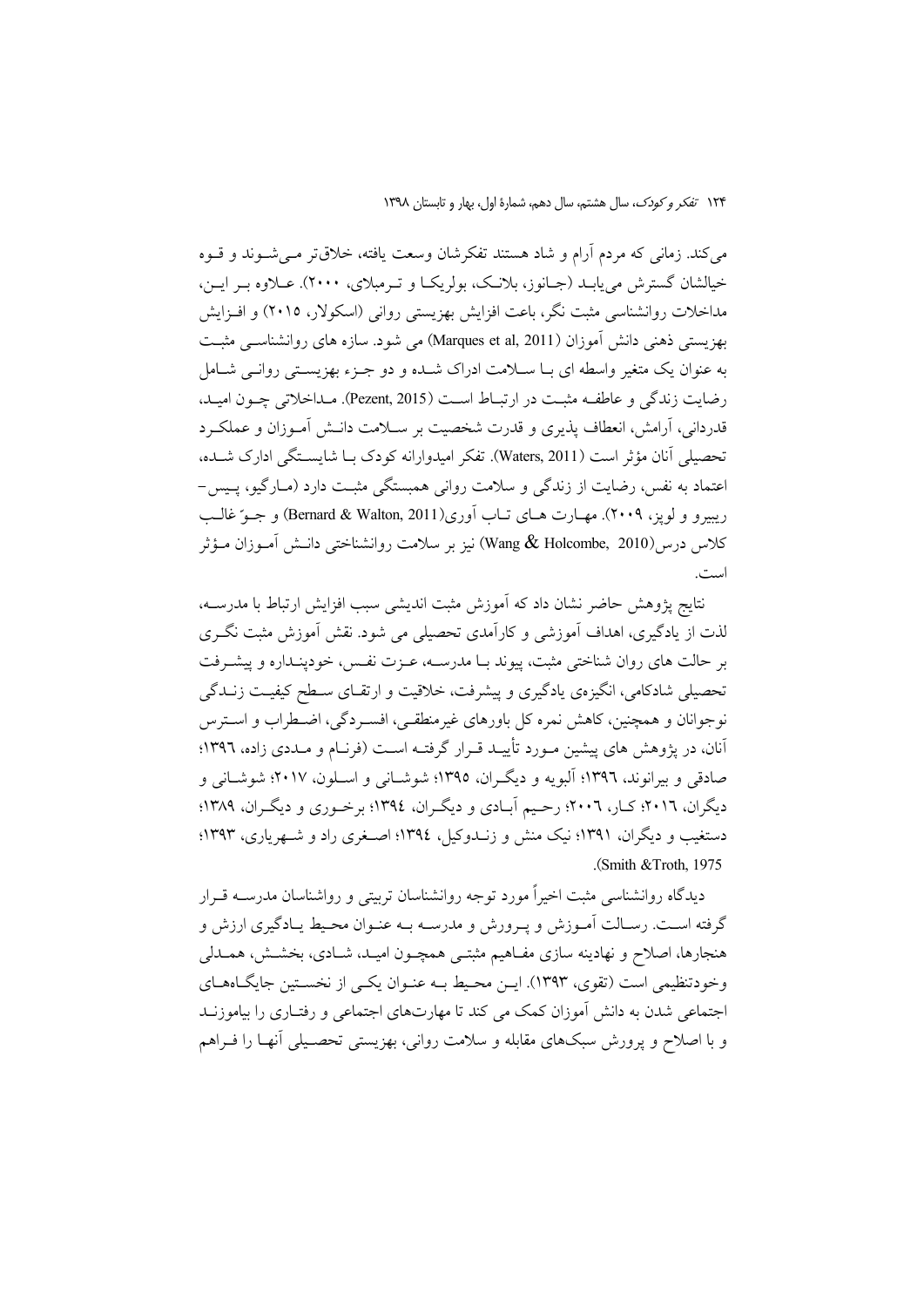می‌کند. زمانی که مردم آرام و شاد هستند تفکرشان وسعت یافته، خلاق‌تر می‌شوند و قوه خیالشان گسترش می‌یابد (جانوز، بلانک، بولریکا و ترمبلای، ۲۰۰۰). علاوه بر این، مداخلات روانشناسی مثبت نگر، باعث افزایش بهزیستی روانی (اسکولار، ۲۰۱۵) و افزایش بهزیستی ذهنی دانش آموزان (Marques et al, 2011) می شود. سازه های روانشناسی مثبت به عنوان یک متغیر واسطه ای با سلامت ادراک شده و دو جزء بهزیستی روانی شامل رضایت زندگی و عاطفه مثبت در ارتباط است (Pezent, 2015). مداخلاتی چون امید، قدردانی، آرامش، انعطاف پذیری و قدرت شخصیت بر سلامت دانش آموزان و عملکرد تحصیلی آنان مؤثر است (Waters, 2011). تفکر امیدوارانه کودک با شایستگی ادارک شده، اعتماد به نفس، رضایت از زندگی و سلامت روانی همبستگی مثبت دارد (مارگیو، پیس– ریبیرو و لوپز، ۲۰۰۹). مهارت های تاب آوری(Bernard & Walton, 2011) و جوّ غالب کلاس درس(Wang & Holcombe, 2010) نیز بر سلامت روانشناختی دانش آموزان مؤثر است.

نتایج پژوهش حاضر نشان داد که آموزش مثبت اندیشی سبب افزایش ارتباط با مدرسه، لذت از یادگیری، اهداف آموزشی و کارآمدی تحصیلی می شود. نقش آموزش مثبت نگری بر حالت های روان شناختی مثبت، پیوند با مدرسه، عزت نفس، خودپنداره و پیشرفت تحصیلی شادکامی، انگیزه‌ی یادگیری و پیشرفت، خلاقیت و ارتقای سطح کیفیت زندگی نوجوانان و همچنین، کاهش نمره کل باورهای غیرمنطقی، افسردگی، اضطراب و استرس آنان، در پژوهش های پیشین مورد تأیید قرار گرفته است (فرنام و مددی زاده، ۱۳۹٦؛ صادقی و بیرانوند، ۱۳۹٦؛ آلبویه و دیگران، ۱۳۹۵؛ شوشانی و اسلون، ۲۰۱۷؛ شوشانی و دیگران، ۲۰۱٦؛ کار، ۲۰۰٦؛ رحیم آبادی و دیگران، ۱۳۹٤؛ برخوری و دیگران، ۱۳۸۹؛ دستغیب و دیگران، ۱۳۹۱؛ نیک منش و زندوکیل، ۱۳۹٤؛ اصغری راد و شهریاری، ۱۳۹۳؛ Smith &Troth, 1975).

دیدگاه روانشناسی مثبت اخیراً مورد توجه روانشناسان تربیتی و رواشناسان مدرسه قرار گرفته است. رسالت آموزش و پرورش و مدرسه به عنوان محیط یادگیری ارزش و هنجارها، اصلاح و نهادینه سازی مفاهیم مثبتی همچون امید، شادی، بخشش، همدلی وخودتنظیمی است (تقوی، ۱۳۹۳). این محیط به عنوان یکی از نخستین جایگاه‌های اجتماعی شدن به دانش آموزان کمک می کند تا مهارت‌های اجتماعی و رفتاری را بیاموزند و با اصلاح و پرورش سبک‌های مقابله و سلامت روانی، بهزیستی تحصیلی آنها را فراهم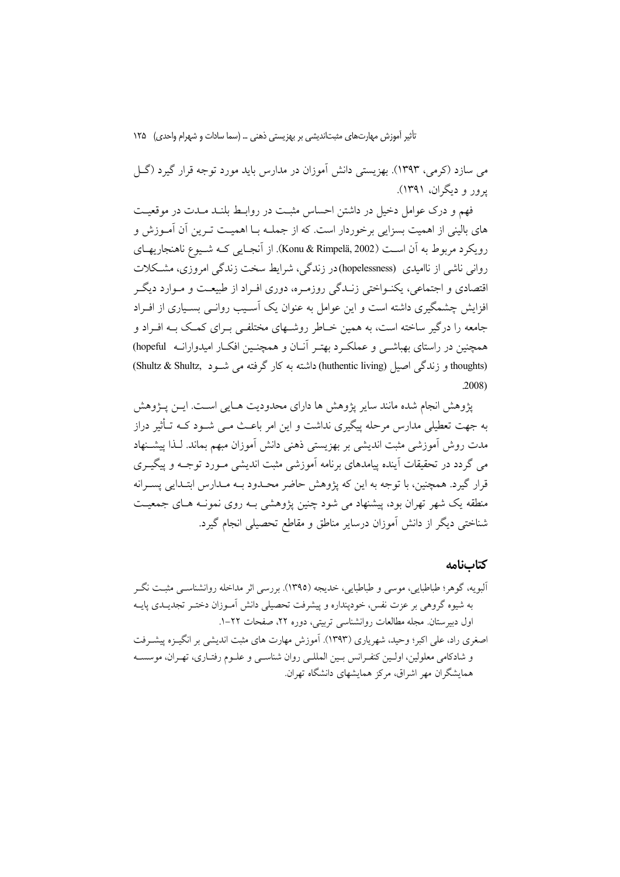می سازد (کرمی، ۱۳۹۳). بهزیستی دانش آموزان در مدارس باید مورد توجه قرار گیرد (گـل پرور و دیگران، ۱۳۹۱).

فهم و درک عوامل دخیل در داشتن احساس مثبت در روابـط بلنـد مـدت در موقعیـت های بالینی از اهمیت بسزایی برخوردار است. که از جملـه بـا اهمیـت تـرین آن آمـوزش و رویکرد مربوط به آن اسـت (Konu & Rimpelä, 2002). از آنجـایی کـه شـیوع ناهنجاریهـای روانی ناشی از ناامیدی (hopelessness) در زندگی، شرایط سخت زندگی امروزی، مشـکلات اقتصادی و اجتماعی، یکنـواختی زنـدگی روزمـره، دوری افـراد از طبیعـت و مـوارد دیگـر افزایش چشمگیری داشته است و این عوامل به عنوان یک آسـیب روانـی بسـیاری از افـراد جامعه را درگیر ساخته است، به همین خـاطر روشـهای مختلفـی بـرای کمـک بـه افـراد و همچنین در راستای بهباشـی و عملکـرد بهتـر آنـان و همچنـین افکـار امیدوارانـه (hopeful thoughts) و زندگی اصیل (huthentic living) داشته به کار گرفته می شـود (Shultz & Shultz, 2008).

پژوهش انجام شده مانند سایر پژوهش ها دارای محدودیت هـایی اسـت. ایـن پـژوهش به جهت تعطیلی مدارس مرحله پیگیری نداشت و این امر باعـث مـی شـود کـه تـأثیر دراز مدت روش آموزشی مثبت اندیشی بر بهزیستی ذهنی دانش آموزان مبهم بماند. لـذا پیشـنهاد می گردد در تحقیقات آینده پیامدهای برنامه آموزشی مثبت اندیشی مـورد توجـه و پیگیـری قرار گیرد. همچنین، با توجه به این که پژوهش حاضر محـدود بـه مـدارس ابتـدایی پسـرانه منطقه یک شهر تهران بود، پیشنهاد می شود چنین پژوهشی بـه روی نمونـه هـای جمعیـت شناختی دیگر از دانش آموزان درسایر مناطق و مقاطع تحصیلی انجام گیرد.

## کتاب‌نامه

آلبویه، گوهر؛ طباطبایی، موسی و طباطبایی، خدیجه (۱۳۹۵). بررسی اثر مداخله روانشناسـی مثبـت نگـر به شیوه گروهی بر عزت نفس، خودپنداره و پیشرفت تحصیلی دانش آمـوزان دختـر تجدیـدی پایـه اول دبیرستان. مجله مطالعات روانشناسی تربیتی، دوره ۲۲، صفحات ۲۲-۱.

اصغری راد، علی اکبر؛ وحید، شهریاری (۱۳۹۳). آموزش مهارت های مثبت اندیشی بر انگیـزه پیشـرفت و شادکامی معلولین، اولـین کنفـرانس بـین المللـی روان شناسـی و علـوم رفتـاری، تهـران، موسسـه همایشگران مهر اشراق، مرکز همایشهای دانشگاه تهران.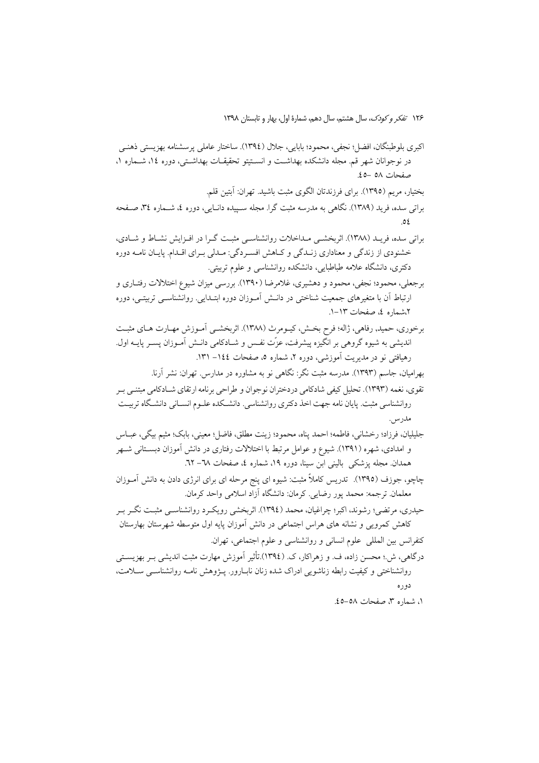اکبری بلوطبنگان، افضل؛ نجفی، محمود؛ بابایی، جلال (١٣٩٤). ساختار عاملی پرسشنامه بهزیستی ذهنی در نوجوانان شهر قم. مجله دانشکده بهداشت و انستیتو تحقیقات بهداشتی، دوره ١٤، شماره ١، صفحات ٥٨ -٤٥.

بختیار، مریم (١٣٩٥). برای فرزندتان الگوی مثبت باشید. تهران: آبتین قلم.

براتی سده، فرید (١٣٨٩). نگاهی به مدرسه مثبت گرا. مجله سپیده دانایی، دوره ٤، شماره ٣٤، صفحه ٥٤.

براتی سده، فرید (١٣٨٨). اثربخشی مداخلات روانشناسی مثبت گرا در افزایش نشاط و شادی، خشنودی از زندگی و معناداری زندگی و کاهش افسردگی: مدلی برای اقدام. پایان نامه دوره دکتری، دانشگاه علامه طباطبایی، دانشکده روانشناسی و علوم تربیتی.

برجعلی، محمود؛ نجفی، محمود و دهشیری، غلامرضا (١٣٩٠). بررسی میزان شیوع اختلالات رفتاری و ارتباط آن با متغیرهای جمعیت شناختی در دانش آموزان دوره ابتدایی. روانشناسی تربیتی، دوره ٢،شماره ٤، صفحات ١٣-١.

برخوری، حمید, رفاهی، ژاله؛ فرح بخش، کیومرث (١٣٨٨). اثربخشی آموزش مهارت های مثبت اندیشی به شیوه گروهی بر انگیزه پیشرفت، عزّت نفس و شادکامی دانش آموزان پسر پایه اول. رهیافتی نو در مدیریت آموزشی، دوره ٢، شماره ٥، صفحات ١٤٤– ١٣١.

بهرامیان، جاسم (١٣٩٣). مدرسه مثبت نگر: نگاهی نو به مشاوره در مدارس. تهران: نشر آرنا.

تقوی، نغمه (١٣٩٣). تحلیل کیفی شادکامی دردختران نوجوان و طراحی برنامه ارتقای شادکامی مبتنی بر روانشناسی مثبت. پایان نامه جهت اخذ دکتری روانشناسی. دانشکده علوم انسانی دانشگاه تربیت مدرس.

جلیلیان، فرزاد؛ رخشانی، فاطمه؛ احمد پناه، محمود؛ زینت مطلق، فاضل؛ معینی، بابک؛ مثیم بیگی، عباس و امدادی، شهره (١٣٩١). شیوع و عوامل مرتبط با اختلالات رفتاری در دانش آموزان دبستانی شهر همدان. مجله پزشکی بالینی ابن سینا، دوره ١٩، شماره ٤، صفحات ٦٨- ٦٢.

چاچو، جوزف (١٣٩٥). تدریس کاملاً مثبت: شیوه ای پنج مرحله ای برای انرژی دادن به دانش آموزان معلمان. ترجمه: محمد پور رضایی. کرمان: دانشگاه آزاد اسلامی واحد کرمان.

حیدری، مرتضی؛ رشوند، اکبر؛ چراغیان، محمد (١٣٩٤). اثربخشی رویکرد روانشناسی مثبت نگر بر کاهش کمرویی و نشانه های هراس اجتماعی در دانش آموزان پایه اول متوسطه شهرستان بهارستان کنفرانس بین المللی علوم انسانی و روانشناسی و علوم اجتماعی، تهران.

درگاهی، ش.؛ محسن زاده، ف. و زهراکار، ک. (١٣٩٤).تأثیر آموزش مهارت مثبت اندیشی بر بهزیستی روانشناختی و کیفیت رابطه زناشویی ادراک شده زنان نابارور. پژوهش نامه روانشناسی سلامت، دوره ١، شماره ٣، صفحات ٥٨-٤٥.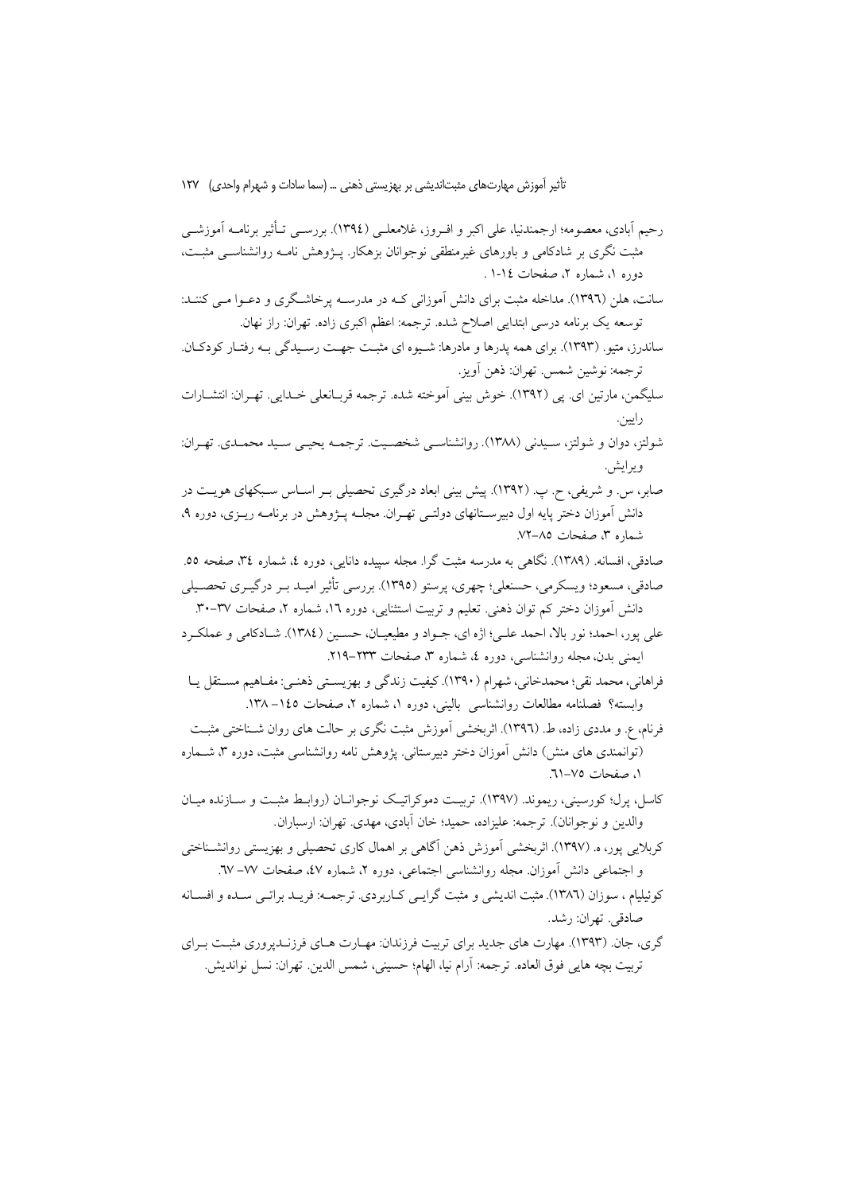رحیم آبادی، معصومه؛ ارجمندنیا، علی اکبر و افـروز، غلامعلـی (١٣٩٤). بررسـی تـأثیر برنامـه آموزشـی مثبت نگری بر شادکامی و باورهای غیرمنطقی نوجوانان بزهکار. پـژوهش نامـه روانشناسـی مثبـت، دوره ١، شماره ٢، صفحات ١٤-١ .

سانت، هلن (١٣٩٦). مداخله مثبت برای دانش آموزانی کـه در مدرسـه پرخاشـگری و دعـوا مـی کننـد: توسعه یک برنامه درسی ابتدایی اصلاح شده. ترجمه: اعظم اکبری زاده. تهران: راز نهان.

ساندرز، متیو. (١٣٩٣). برای همه پدرها و مادرها: شـیوه ای مثبـت جهـت رسـیدگی بـه رفتـار کودکـان. ترجمه: نوشین شمس. تهران: ذهن آویز.

سلیگمن، مارتین ای. پی (١٣٩٢). خوش بینی آموخته شده. ترجمه قربـانعلی خـدایی. تهـران: انتشـارات رایین.

شولتز، دوان و شولتز، سـیدنی (١٣٨٨). روانشناسـی شخصـیت. ترجمـه یحیـی سـید محمـدی. تهـران: ویرایش.

صابر، س. و شریفی، ح. پ. (١٣٩٢). پیش بینی ابعاد درگیری تحصیلی بـر اسـاس سـبکهای هویـت در دانش آموزان دختر پایه اول دبیرسـتانهای دولتـی تهـران. مجلـه پـژوهش در برنامـه ریـزی، دوره ٩، شماره ٣، صفحات ٨٥–٧٢.

صادقی، افسانه. (١٣٨٩). نگاهی به مدرسه مثبت گرا. مجله سپیده دانایی، دوره ٤، شماره ٣٤، صفحه ٥٥.

صادقی، مسعود؛ ویسکرمی، حسنعلی؛ چهری، پرستو (١٣٩٥). بررسی تأثیر امیـد بـر درگیـری تحصـیلی دانش آموزان دختر کم توان ذهنی. تعلیم و تربیت استثنایی، دوره ١٦، شماره ٢، صفحات ٣٧–٣٠.

علی پور، احمد؛ نور بالا، احمد علـی؛ اژه ای، جـواد و مطیعیـان، حسـین (١٣٨٤). شـادکامی و عملکـرد ایمنی بدن، مجله روانشناسی، دوره ٤، شماره ٣، صفحات ٢٣٣–٢١٩.

فراهانی، محمد نقی؛ محمدخانی، شهرام (١٣٩٠). کیفیت زندگی و بهزیسـتی ذهنـی: مفـاهیم مسـتقل یـا وابسته؟ فصلنامه مطالعات روانشناسی بالینی، دوره ١، شماره ٢، صفحات ١٤٥– ١٣٨.

فرنام، ع. و مددی زاده، ط. (١٣٩٦). اثربخشی آموزش مثبت نگری بر حالت های روان شـناختی مثبـت (توانمندی های منش) دانش آموزان دختر دبیرستانی. پژوهش نامه روانشناسی مثبت، دوره ٣، شـماره ١، صفحات ٧٥–٦١.

کاسل، پرل؛ کورسینی، ریموند. (١٣٩٧). تربیـت دموکراتیـک نوجوانـان (روابـط مثبـت و سـازنده میـان والدین و نوجوانان). ترجمه: علیزاده، حمید؛ خان آبادی، مهدی. تهران: ارسباران.

کربلایی پور، ه. (١٣٩٧). اثربخشی آموزش ذهن آگاهی بر اهمال کاری تحصیلی و بهزیستی روانشـناختی و اجتماعی دانش آموزان. مجله روانشناسی اجتماعی، دوره ٤٧، شماره ٢، صفحات ٧٧– ٦٧.

کوئیلیام ، سوزان (١٣٨٦). مثبت اندیشی و مثبت گرایـی کـاربردی. ترجمـه: فریـد براتـی سـده و افسـانه صادقی. تهران: رشد.

گری، جان. (١٣٩٣). مهارت های جدید برای تربیت فرزندان: مهـارت هـای فرزنـدپروری مثبـت بـرای تربیت بچه هایی فوق العاده. ترجمه: آرام نیا، الهام؛ حسینی، شمس الدین. تهران: نسل نواندیش.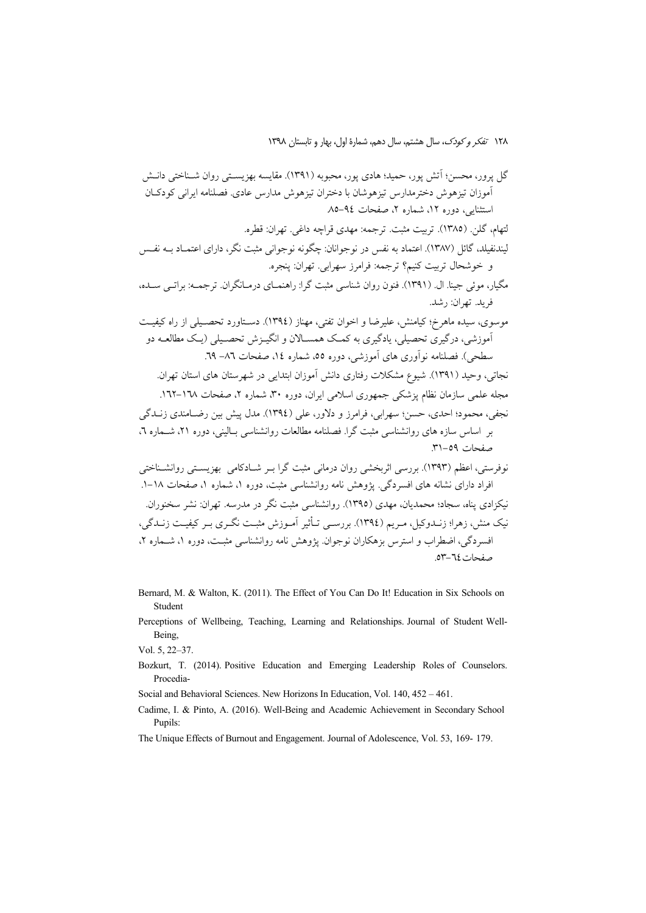گل پرور، محسن؛ آتش پور، حمید؛ هادی پور، محبوبه (۱۳۹۱). مقایسه بهزیستی روان شناختی دانش آموزان تیزهوش دخترمدارس تیزهوشان با دختران تیزهوش مدارس عادی. فصلنامه ایرانی کودکان استثنایی، دوره ۱۲، شماره ۲، صفحات ۹۴-۸۵

لتهام، گلن. (۱۳۸۵). تربیت مثبت. ترجمه: مهدی قراچه داغی. تهران: قطره.

لیندنفیلد، گائل (۱۳۸۷). اعتماد به نفس در نوجوانان: چگونه نوجوانی مثبت نگر، دارای اعتماد به نفس و خوشحال تربیت کنیم؟ ترجمه: فرامرز سهرابی. تهران: پنجره.

مگیار، موئی جینا. ال. (۱۳۹۱). فنون روان شناسی مثبت گرا: راهنمای درمانگران. ترجمه: براتی سده، فرید. تهران: رشد.

موسوی، سیده ماهرخ؛ کیامنش، علیرضا و اخوان تفتی، مهناز (۱۳۹٤). دستاورد تحصیلی از راه کیفیت آموزشی، درگیری تحصیلی، یادگیری به کمک همسالان و انگیزش تحصیلی (یک مطالعه دو سطحی). فصلنامه نوآوری های آموزشی، دوره ١٤، شماره ٥٥، صفحات ٨٦- ٦٩.

نجاتی، وحید (۱۳۹۱). شیوع مشکلات رفتاری دانش آموزان ابتدایی در شهرستان های استان تهران. مجله علمی سازمان نظام پزشکی جمهوری اسلامی ایران، دوره ۳۰، شماره ۲، صفحات ١٦٨-١٦٢.

نجفی، محمود؛ احدی، حسن؛ سهرابی، فرامرز و دلاور، علی (۱۳۹٤). مدل پیش بین رضامندی زندگی بر اساس سازه های روانشناسی مثبت گرا. فصلنامه مطالعات روانشناسی بالینی، دوره ۲۱، شماره ٦، صفحات ٥٩-٣١.

نوفرستی، اعظم (۱۳۹۳). بررسی اثربخشی روان درمانی مثبت گرا بر شادکامی بهزیستی روانشناختی افراد دارای نشانه های افسردگی. پژوهش نامه روانشناسی مثبت، دوره ۱، شماره ۱، صفحات ۱۸-۱.

نیکزادی پناه، سجاد؛ محمدیان، مهدی (۱۳۹۵). روانشناسی مثبت نگر در مدرسه. تهران: نشر سخنوران.

نیک منش، زهرا؛ زندوکیل، مریم (۱۳۹٤). بررسی تأثیر آموزش مثبت نگری بر کیفیت زندگی، افسردگی، اضطراب و استرس بزهکاران نوجوان. پژوهش نامه روانشناسی مثبت، دوره ۱، شماره ۲، صفحات ٦٤-٥٣.

Bernard, M. & Walton, K. (2011). The Effect of You Can Do It! Education in Six Schools on Student Perceptions of Wellbeing, Teaching, Learning and Relationships. Journal of Student Well-Being, Vol. 5, 22–37.

Bozkurt, T. (2014). Positive Education and Emerging Leadership Roles of Counselors. Procedia-Social and Behavioral Sciences. New Horizons In Education, Vol. 140, 452 – 461.

Cadime, I. & Pinto, A. (2016). Well-Being and Academic Achievement in Secondary School Pupils: The Unique Effects of Burnout and Engagement. Journal of Adolescence, Vol. 53, 169- 179.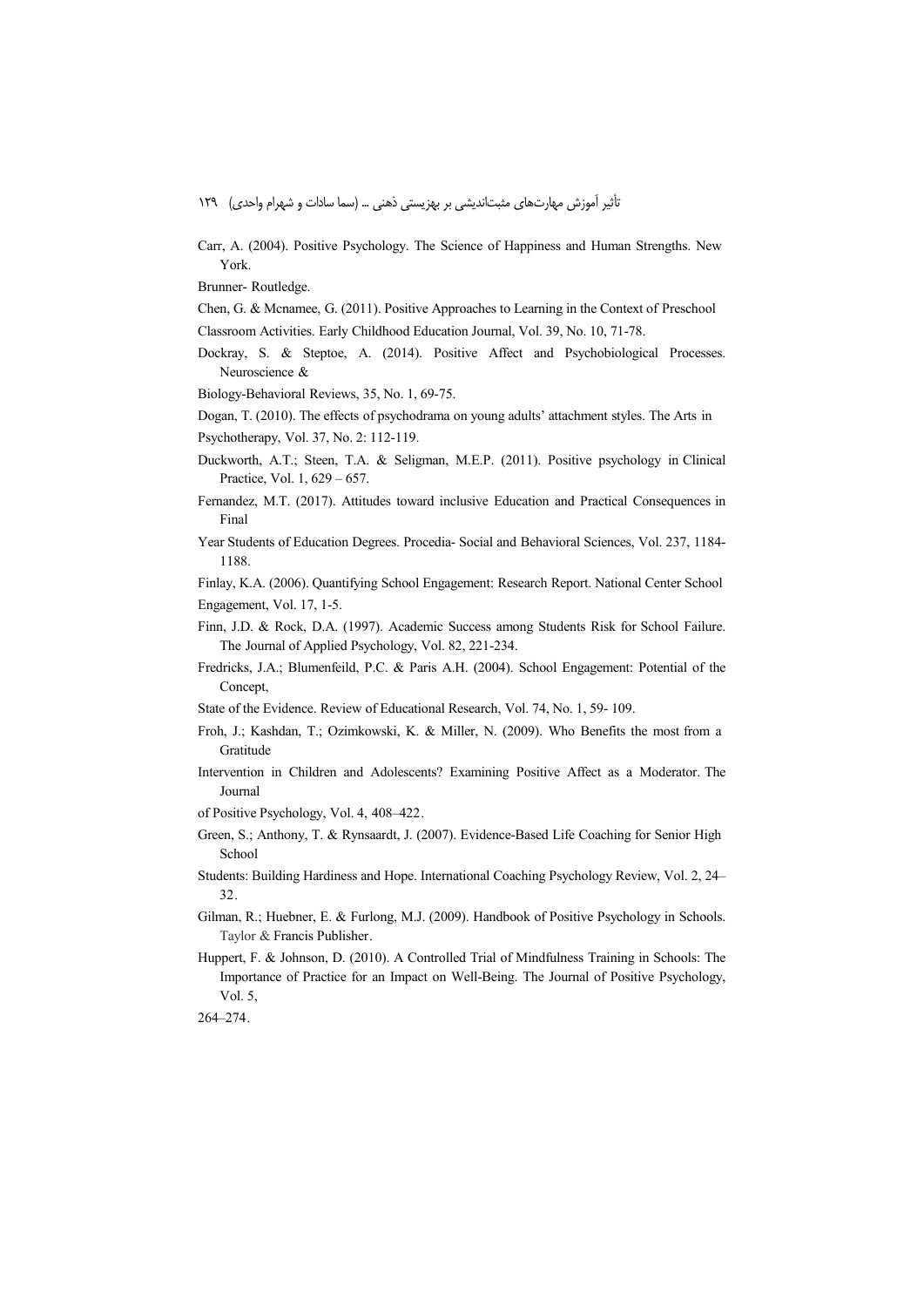Carr, A. (2004). Positive Psychology. The Science of Happiness and Human Strengths. New York.

Brunner- Routledge.

Chen, G. & Mcnamee, G. (2011). Positive Approaches to Learning in the Context of Preschool

Classroom Activities. Early Childhood Education Journal, Vol. 39, No. 10, 71-78.

Dockray, S. & Steptoe, A. (2014). Positive Affect and Psychobiological Processes. Neuroscience &

Biology-Behavioral Reviews, 35, No. 1, 69-75.

Dogan, T. (2010). The effects of psychodrama on young adults' attachment styles. The Arts in

Psychotherapy, Vol. 37, No. 2: 112-119.

Duckworth, A.T.; Steen, T.A. & Seligman, M.E.P. (2011). Positive psychology in Clinical Practice, Vol. 1, 629 – 657.

Fernandez, M.T. (2017). Attitudes toward inclusive Education and Practical Consequences in Final

Year Students of Education Degrees. Procedia- Social and Behavioral Sciences, Vol. 237, 1184-1188.

Finlay, K.A. (2006). Quantifying School Engagement: Research Report. National Center School

Engagement, Vol. 17, 1-5.

Finn, J.D. & Rock, D.A. (1997). Academic Success among Students Risk for School Failure. The Journal of Applied Psychology, Vol. 82, 221-234.

Fredricks, J.A.; Blumenfeild, P.C. & Paris A.H. (2004). School Engagement: Potential of the Concept,

State of the Evidence. Review of Educational Research, Vol. 74, No. 1, 59- 109.

Froh, J.; Kashdan, T.; Ozimkowski, K. & Miller, N. (2009). Who Benefits the most from a Gratitude

Intervention in Children and Adolescents? Examining Positive Affect as a Moderator. The Journal

of Positive Psychology, Vol. 4, 408–422.

Green, S.; Anthony, T. & Rynsaardt, J. (2007). Evidence-Based Life Coaching for Senior High School

Students: Building Hardiness and Hope. International Coaching Psychology Review, Vol. 2, 24–32.

Gilman, R.; Huebner, E. & Furlong, M.J. (2009). Handbook of Positive Psychology in Schools. Taylor & Francis Publisher.

Huppert, F. & Johnson, D. (2010). A Controlled Trial of Mindfulness Training in Schools: The Importance of Practice for an Impact on Well-Being. The Journal of Positive Psychology, Vol. 5,

264–274.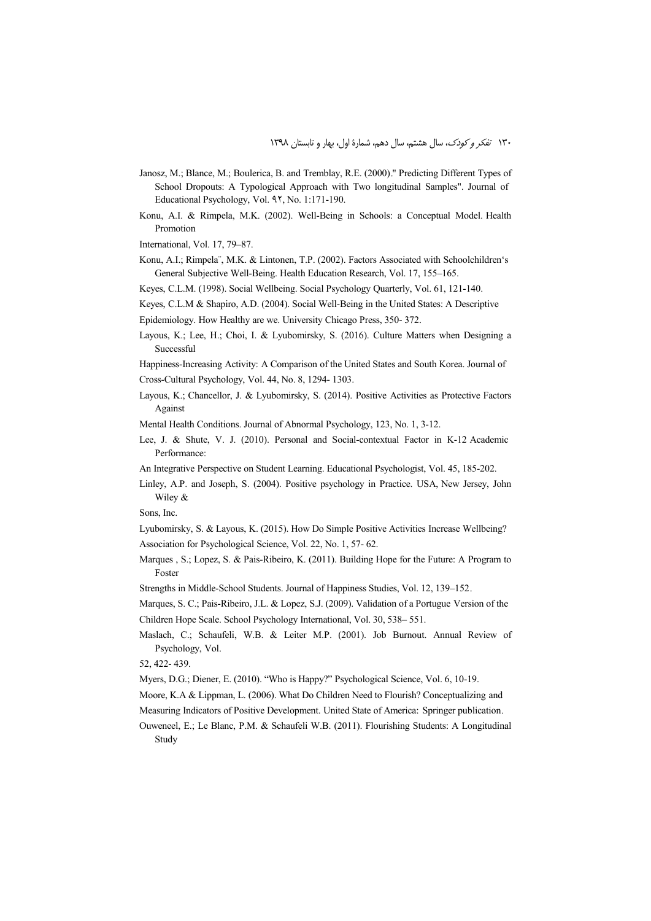Janosz, M.; Blance, M.; Boulerica, B. and Tremblay, R.E. (2000)." Predicting Different Types of School Dropouts: A Typological Approach with Two longitudinal Samples". Journal of Educational Psychology, Vol. ۹۲, No. 1:171-190.

Konu, A.I. & Rimpela, M.K. (2002). Well-Being in Schools: a Conceptual Model. Health Promotion

International, Vol. 17, 79–87.

Konu, A.I.; Rimpela¨, M.K. & Lintonen, T.P. (2002). Factors Associated with Schoolchildren's General Subjective Well-Being. Health Education Research, Vol. 17, 155–165.

Keyes, C.L.M. (1998). Social Wellbeing. Social Psychology Quarterly, Vol. 61, 121-140.

Keyes, C.L.M & Shapiro, A.D. (2004). Social Well-Being in the United States: A Descriptive

Epidemiology. How Healthy are we. University Chicago Press, 350- 372.

Layous, K.; Lee, H.; Choi, I. & Lyubomirsky, S. (2016). Culture Matters when Designing a Successful

Happiness-Increasing Activity: A Comparison of the United States and South Korea. Journal of

Cross-Cultural Psychology, Vol. 44, No. 8, 1294- 1303.

Layous, K.; Chancellor, J. & Lyubomirsky, S. (2014). Positive Activities as Protective Factors Against

Mental Health Conditions. Journal of Abnormal Psychology, 123, No. 1, 3-12.

Lee, J. & Shute, V. J. (2010). Personal and Social-contextual Factor in K-12 Academic Performance:

An Integrative Perspective on Student Learning. Educational Psychologist, Vol. 45, 185-202.

Linley, A.P. and Joseph, S. (2004). Positive psychology in Practice. USA, New Jersey, John Wiley &

Sons, Inc.

Lyubomirsky, S. & Layous, K. (2015). How Do Simple Positive Activities Increase Wellbeing?

Association for Psychological Science, Vol. 22, No. 1, 57- 62.

Marques , S.; Lopez, S. & Pais-Ribeiro, K. (2011). Building Hope for the Future: A Program to Foster

Strengths in Middle-School Students. Journal of Happiness Studies, Vol. 12, 139–152.

Marques, S. C.; Pais-Ribeiro, J.L. & Lopez, S.J. (2009). Validation of a Portugue Version of the

Children Hope Scale. School Psychology International, Vol. 30, 538– 551.

Maslach, C.; Schaufeli, W.B. & Leiter M.P. (2001). Job Burnout. Annual Review of Psychology, Vol.

52, 422- 439.

Myers, D.G.; Diener, E. (2010). "Who is Happy?" Psychological Science, Vol. 6, 10-19.

Moore, K.A & Lippman, L. (2006). What Do Children Need to Flourish? Conceptualizing and

Measuring Indicators of Positive Development. United State of America: Springer publication.

Ouweneel, E.; Le Blanc, P.M. & Schaufeli W.B. (2011). Flourishing Students: A Longitudinal Study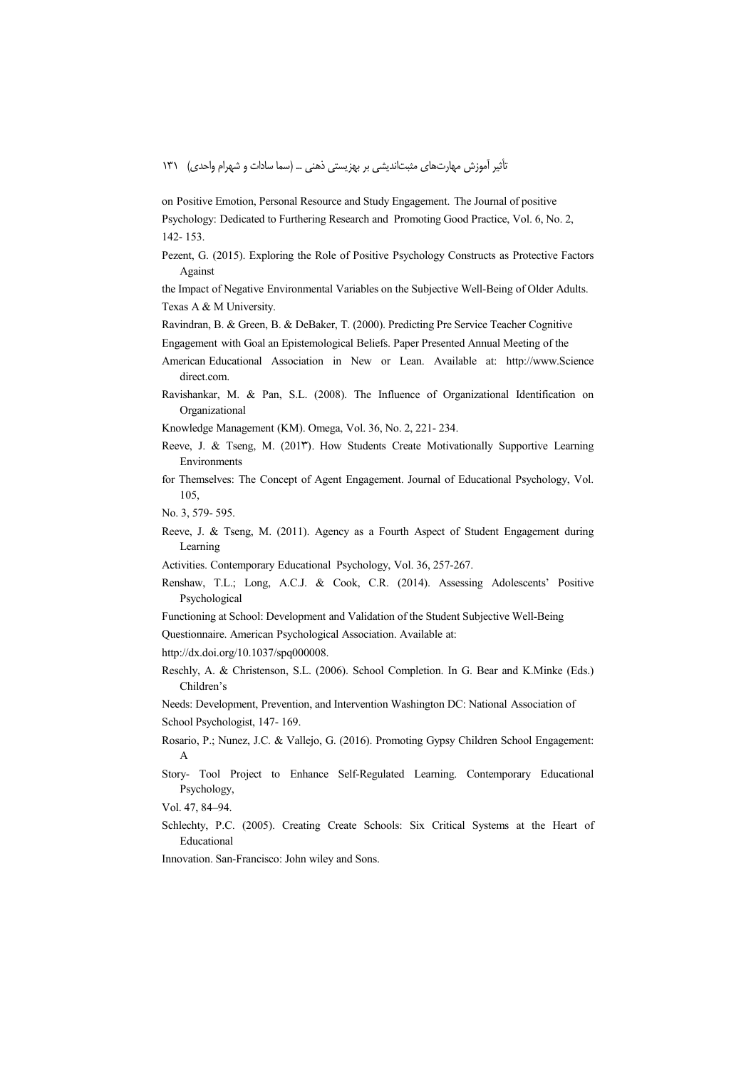on Positive Emotion, Personal Resource and Study Engagement. The Journal of positive Psychology: Dedicated to Furthering Research and Promoting Good Practice, Vol. 6, No. 2, 142- 153.

Pezent, G. (2015). Exploring the Role of Positive Psychology Constructs as Protective Factors Against the Impact of Negative Environmental Variables on the Subjective Well-Being of Older Adults. Texas A & M University.

Ravindran, B. & Green, B. & DeBaker, T. (2000). Predicting Pre Service Teacher Cognitive Engagement with Goal an Epistemological Beliefs. Paper Presented Annual Meeting of the American Educational Association in New or Lean. Available at: http://www.Science direct.com.

Ravishankar, M. & Pan, S.L. (2008). The Influence of Organizational Identification on Organizational Knowledge Management (KM). Omega, Vol. 36, No. 2, 221- 234.

Reeve, J. & Tseng, M. (201۳). How Students Create Motivationally Supportive Learning Environments for Themselves: The Concept of Agent Engagement. Journal of Educational Psychology, Vol. 105, No. 3, 579- 595.

Reeve, J. & Tseng, M. (2011). Agency as a Fourth Aspect of Student Engagement during Learning Activities. Contemporary Educational Psychology, Vol. 36, 257-267.

Renshaw, T.L.; Long, A.C.J. & Cook, C.R. (2014). Assessing Adolescents' Positive Psychological Functioning at School: Development and Validation of the Student Subjective Well-Being Questionnaire. American Psychological Association. Available at: http://dx.doi.org/10.1037/spq000008.

Reschly, A. & Christenson, S.L. (2006). School Completion. In G. Bear and K.Minke (Eds.) Children's Needs: Development, Prevention, and Intervention Washington DC: National Association of School Psychologist, 147- 169.

Rosario, P.; Nunez, J.C. & Vallejo, G. (2016). Promoting Gypsy Children School Engagement: A Story- Tool Project to Enhance Self-Regulated Learning. Contemporary Educational Psychology, Vol. 47, 84–94.

Schlechty, P.C. (2005). Creating Create Schools: Six Critical Systems at the Heart of Educational Innovation. San-Francisco: John wiley and Sons.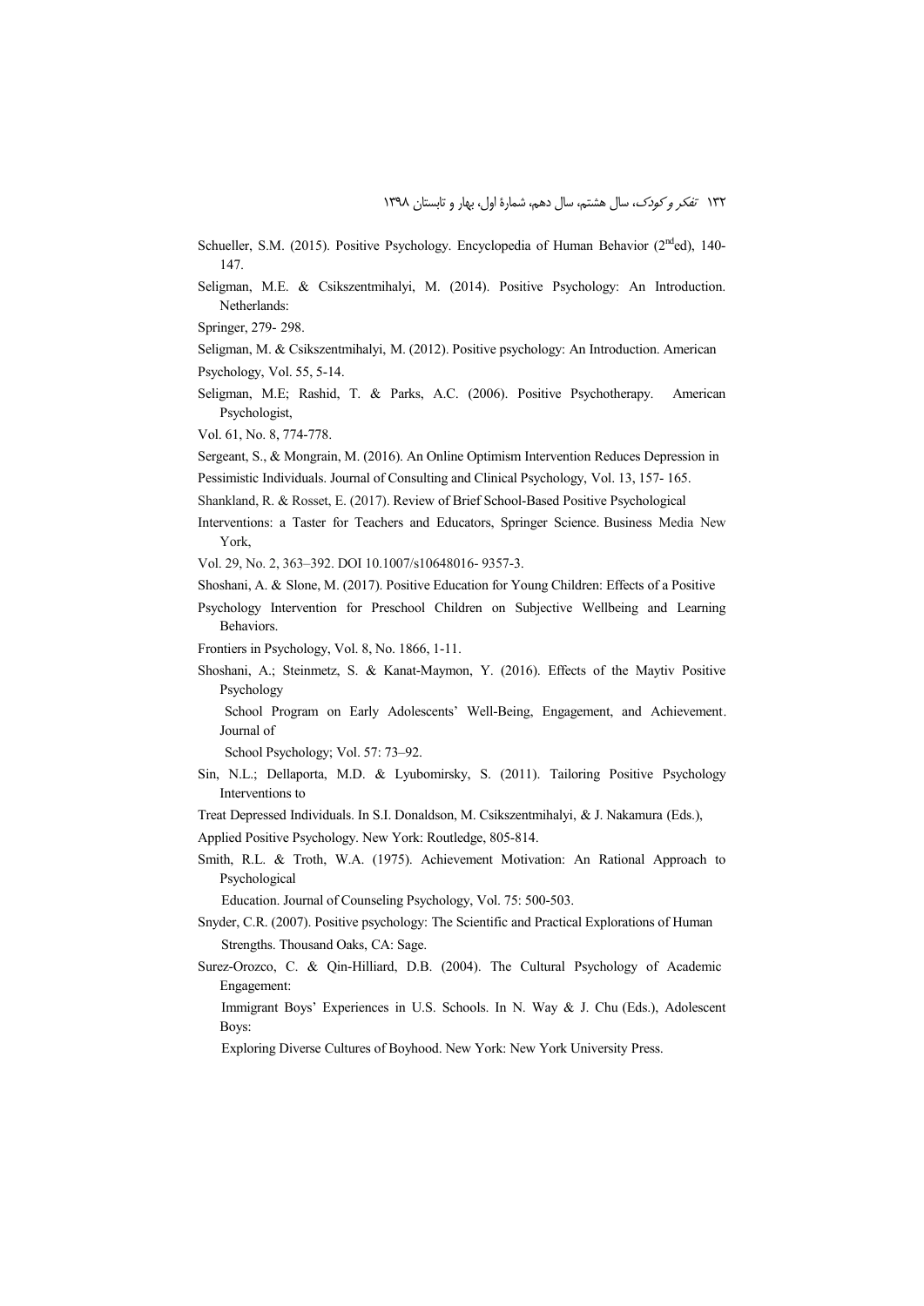Schueller, S.M. (2015). Positive Psychology. Encyclopedia of Human Behavior (2nd ed), 140-147.

Seligman, M.E. & Csikszentmihalyi, M. (2014). Positive Psychology: An Introduction. Netherlands:
Springer, 279- 298.

Seligman, M. & Csikszentmihalyi, M. (2012). Positive psychology: An Introduction. American Psychology, Vol. 55, 5-14.

Seligman, M.E; Rashid, T. & Parks, A.C. (2006). Positive Psychotherapy. American Psychologist,
Vol. 61, No. 8, 774-778.

Sergeant, S., & Mongrain, M. (2016). An Online Optimism Intervention Reduces Depression in Pessimistic Individuals. Journal of Consulting and Clinical Psychology, Vol. 13, 157- 165.

Shankland, R. & Rosset, E. (2017). Review of Brief School-Based Positive Psychological Interventions: a Taster for Teachers and Educators, Springer Science. Business Media New York,
Vol. 29, No. 2, 363–392. DOI 10.1007/s10648016- 9357-3.

Shoshani, A. & Slone, M. (2017). Positive Education for Young Children: Effects of a Positive Psychology Intervention for Preschool Children on Subjective Wellbeing and Learning Behaviors.
Frontiers in Psychology, Vol. 8, No. 1866, 1-11.

Shoshani, A.; Steinmetz, S. & Kanat-Maymon, Y. (2016). Effects of the Maytiv Positive Psychology
School Program on Early Adolescents' Well-Being, Engagement, and Achievement. Journal of
School Psychology; Vol. 57: 73–92.

Sin, N.L.; Dellaporta, M.D. & Lyubomirsky, S. (2011). Tailoring Positive Psychology Interventions to
Treat Depressed Individuals. In S.I. Donaldson, M. Csikszentmihalyi, & J. Nakamura (Eds.),
Applied Positive Psychology. New York: Routledge, 805-814.

Smith, R.L. & Troth, W.A. (1975). Achievement Motivation: An Rational Approach to Psychological
Education. Journal of Counseling Psychology, Vol. 75: 500-503.

Snyder, C.R. (2007). Positive psychology: The Scientific and Practical Explorations of Human Strengths. Thousand Oaks, CA: Sage.

Surez-Orozco, C. & Qin-Hilliard, D.B. (2004). The Cultural Psychology of Academic Engagement:
Immigrant Boys' Experiences in U.S. Schools. In N. Way & J. Chu (Eds.), Adolescent Boys:
Exploring Diverse Cultures of Boyhood. New York: New York University Press.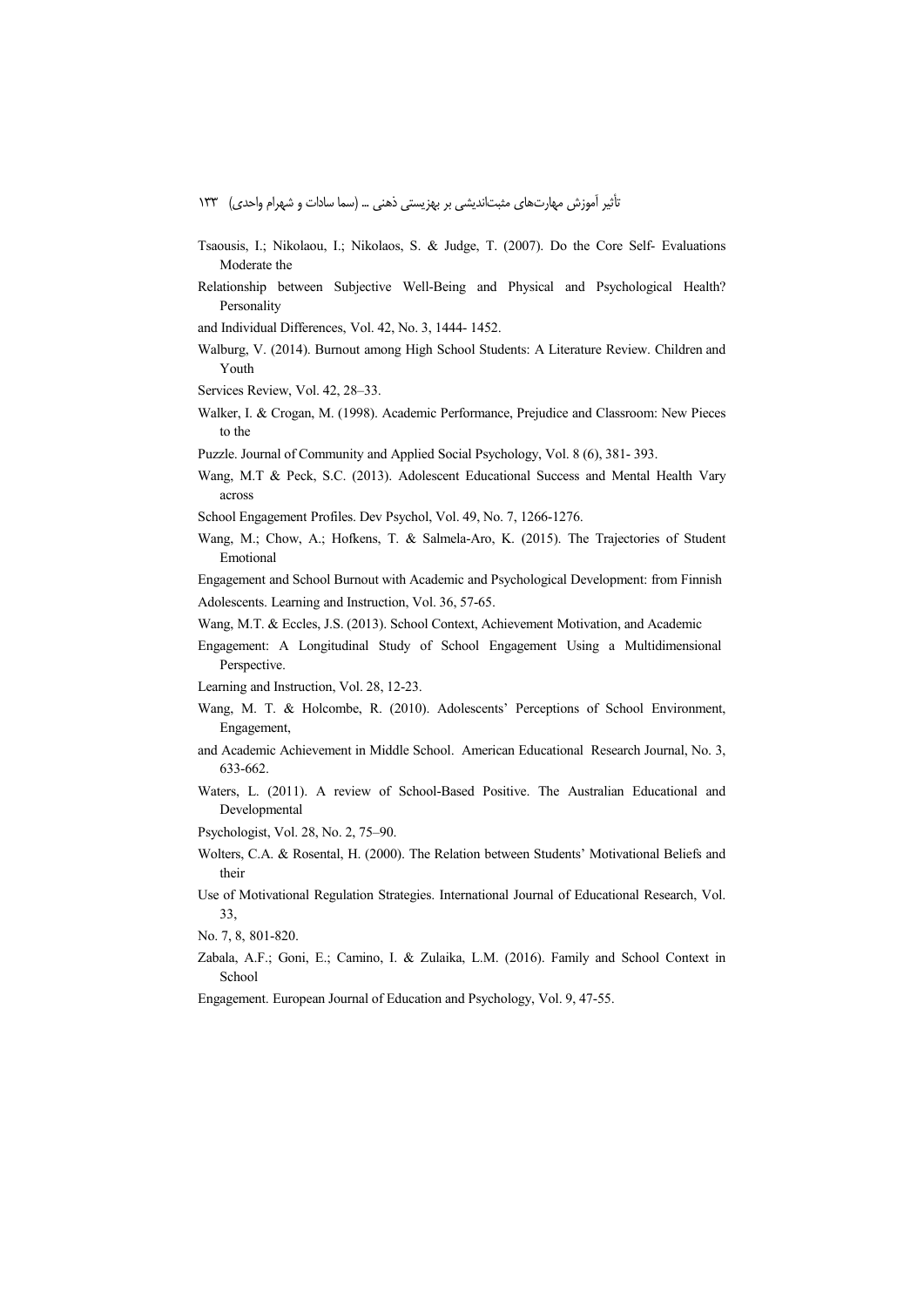Tsaousis, I.; Nikolaou, I.; Nikolaos, S. & Judge, T. (2007). Do the Core Self- Evaluations Moderate the Relationship between Subjective Well-Being and Physical and Psychological Health? Personality and Individual Differences, Vol. 42, No. 3, 1444- 1452.

Walburg, V. (2014). Burnout among High School Students: A Literature Review. Children and Youth Services Review, Vol. 42, 28–33.

Walker, I. & Crogan, M. (1998). Academic Performance, Prejudice and Classroom: New Pieces to the Puzzle. Journal of Community and Applied Social Psychology, Vol. 8 (6), 381- 393.

Wang, M.T & Peck, S.C. (2013). Adolescent Educational Success and Mental Health Vary across School Engagement Profiles. Dev Psychol, Vol. 49, No. 7, 1266-1276.

Wang, M.; Chow, A.; Hofkens, T. & Salmela-Aro, K. (2015). The Trajectories of Student Emotional Engagement and School Burnout with Academic and Psychological Development: from Finnish Adolescents. Learning and Instruction, Vol. 36, 57-65.

Wang, M.T. & Eccles, J.S. (2013). School Context, Achievement Motivation, and Academic Engagement: A Longitudinal Study of School Engagement Using a Multidimensional Perspective. Learning and Instruction, Vol. 28, 12-23.

Wang, M. T. & Holcombe, R. (2010). Adolescents' Perceptions of School Environment, Engagement, and Academic Achievement in Middle School. American Educational Research Journal, No. 3, 633-662.

Waters, L. (2011). A review of School-Based Positive. The Australian Educational and Developmental Psychologist, Vol. 28, No. 2, 75–90.

Wolters, C.A. & Rosental, H. (2000). The Relation between Students' Motivational Beliefs and their Use of Motivational Regulation Strategies. International Journal of Educational Research, Vol. 33, No. 7, 8, 801-820.

Zabala, A.F.; Goni, E.; Camino, I. & Zulaika, L.M. (2016). Family and School Context in School Engagement. European Journal of Education and Psychology, Vol. 9, 47-55.